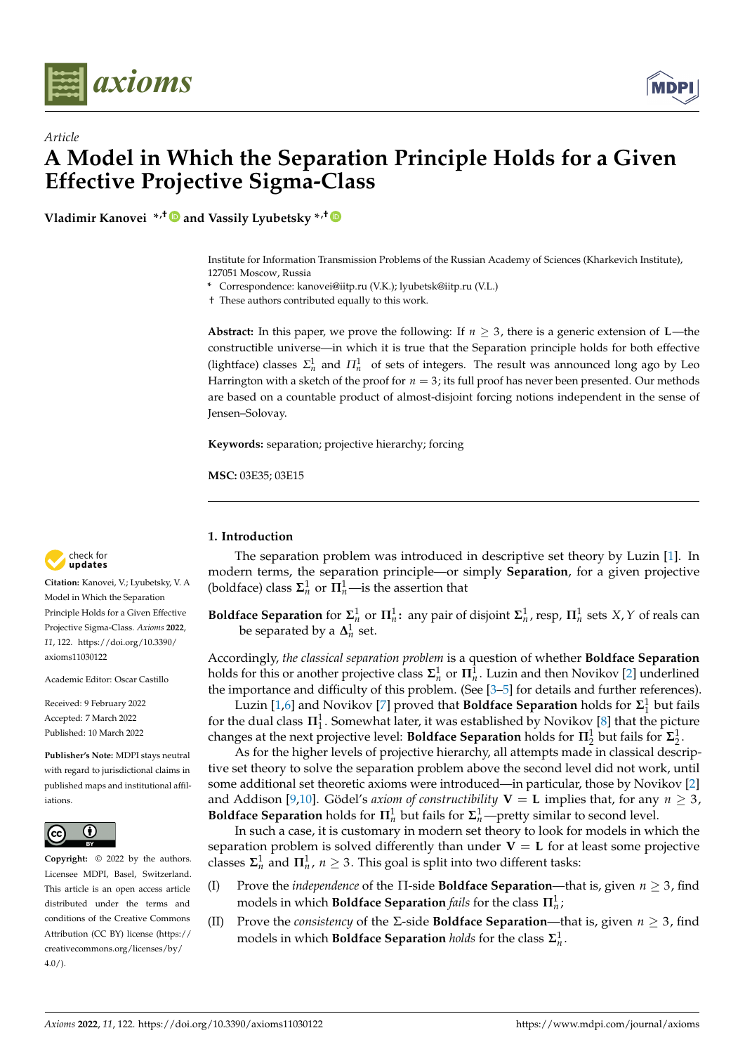*Article*

# A Model in Which the Separation Principle Holds for a Given Effective Projective Sigma-Class

**Vladimir Kanovei** *,† and **Vassily Lyubetsky** *,†

Institute for Information Transmission Problems of the Russian Academy of Sciences (Kharkevich Institute), 127051 Moscow, Russia

\* Correspondence: kanovei@iitp.ru (V.K.); lyubetsk@iitp.ru (V.L.)

† These authors contributed equally to this work.

**Abstract:** In this paper, we prove the following: If $n \geq 3$, there is a generic extension of $\mathbf{L}$—the constructible universe—in which it is true that the Separation principle holds for both effective (lightface) classes $\Sigma^1_n$ and $\mathit{\Pi}^1_n$ of sets of integers. The result was announced long ago by Leo Harrington with a sketch of the proof for $n = 3$; its full proof has never been presented. Our methods are based on a countable product of almost-disjoint forcing notions independent in the sense of Jensen–Solovay.

**Keywords:** separation; projective hierarchy; forcing

**MSC:** 03E35; 03E15

**Citation:** Kanovei, V.; Lyubetsky, V. A Model in Which the Separation Principle Holds for a Given Effective Projective Sigma-Class. *Axioms* **2022**, *11*, 122. https://doi.org/10.3390/axioms11030122

Academic Editor: Oscar Castillo

Received: 9 February 2022
Accepted: 7 March 2022
Published: 10 March 2022

**Publisher's Note:** MDPI stays neutral with regard to jurisdictional claims in published maps and institutional affiliations.

**Copyright:** © 2022 by the authors. Licensee MDPI, Basel, Switzerland. This article is an open access article distributed under the terms and conditions of the Creative Commons Attribution (CC BY) license (https://creativecommons.org/licenses/by/4.0/).

## 1. Introduction

The separation problem was introduced in descriptive set theory by Luzin [1]. In modern terms, the separation principle—or simply **Separation**, for a given projective (boldface) class $\mathbf{\Sigma}^1_n$ or $\mathbf{\Pi}^1_n$—is the assertion that

**Boldface Separation** for $\mathbf{\Sigma}^1_n$ or $\mathbf{\Pi}^1_n$**:** any pair of disjoint $\mathbf{\Sigma}^1_n$, resp, $\mathbf{\Pi}^1_n$ sets $X, Y$ of reals can be separated by a $\mathbf{\Delta}^1_n$ set.

Accordingly, *the classical separation problem* is a question of whether **Boldface Separation** holds for this or another projective class $\mathbf{\Sigma}^1_n$ or $\mathbf{\Pi}^1_n$. Luzin and then Novikov [2] underlined the importance and difficulty of this problem. (See [3–5] for details and further references).

Luzin [1,6] and Novikov [7] proved that **Boldface Separation** holds for $\mathbf{\Sigma}^1_1$ but fails for the dual class $\mathbf{\Pi}^1_1$. Somewhat later, it was established by Novikov [8] that the picture changes at the next projective level: **Boldface Separation** holds for $\mathbf{\Pi}^1_2$ but fails for $\mathbf{\Sigma}^1_2$.

As for the higher levels of projective hierarchy, all attempts made in classical descriptive set theory to solve the separation problem above the second level did not work, until some additional set theoretic axioms were introduced—in particular, those by Novikov [2] and Addison [9,10]. Gödel's *axiom of constructibility* $\mathbf{V} = \mathbf{L}$ implies that, for any $n \geq 3$, **Boldface Separation** holds for $\mathbf{\Pi}^1_n$ but fails for $\mathbf{\Sigma}^1_n$—pretty similar to second level.

In such a case, it is customary in modern set theory to look for models in which the separation problem is solved differently than under $\mathbf{V} = \mathbf{L}$ for at least some projective classes $\mathbf{\Sigma}^1_n$ and $\mathbf{\Pi}^1_n$, $n \geq 3$. This goal is split into two different tasks:

(I) Prove the *independence* of the $\Pi$-side **Boldface Separation**—that is, given $n \geq 3$, find models in which **Boldface Separation** *fails* for the class $\mathbf{\Pi}^1_n$;

(II) Prove the *consistency* of the $\Sigma$-side **Boldface Separation**—that is, given $n \geq 3$, find models in which **Boldface Separation** *holds* for the class $\mathbf{\Sigma}^1_n$.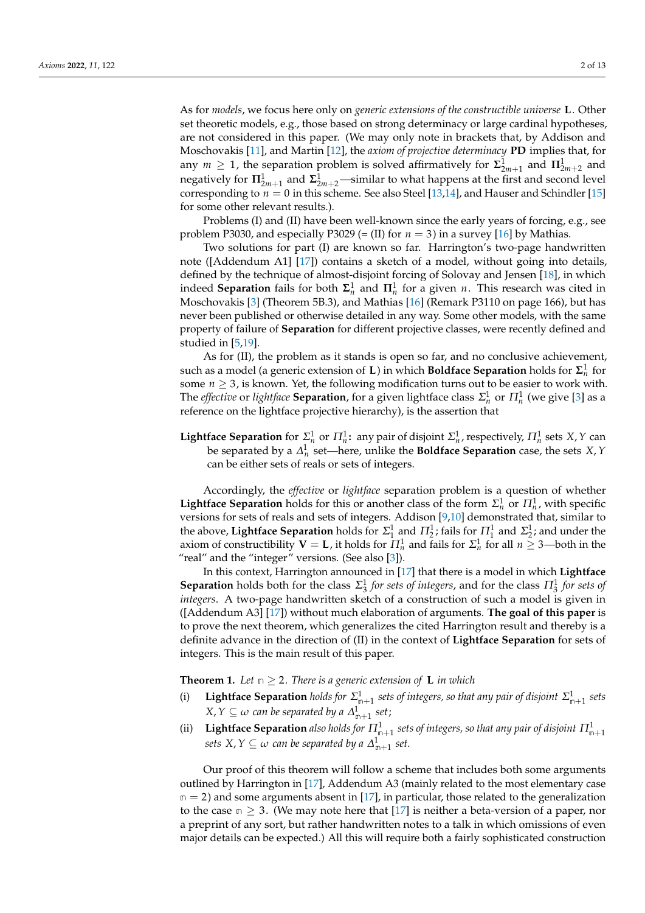As for *models*, we focus here only on *generic extensions of the constructible universe* **L**. Other set theoretic models, e.g., those based on strong determinacy or large cardinal hypotheses, are not considered in this paper. (We may only note in brackets that, by Addison and Moschovakis [11], and Martin [12], the *axiom of projective determinacy* **PD** implies that, for any $m \geq 1$, the separation problem is solved affirmatively for $\mathbf{\Sigma}^1_{2m+1}$ and $\mathbf{\Pi}^1_{2m+2}$ and negatively for $\mathbf{\Pi}^1_{2m+1}$ and $\mathbf{\Sigma}^1_{2m+2}$—similar to what happens at the first and second level corresponding to $n = 0$ in this scheme. See also Steel [13,14], and Hauser and Schindler [15] for some other relevant results.).

Problems (I) and (II) have been well-known since the early years of forcing, e.g., see problem P3030, and especially P3029 (= (II) for $n = 3$) in a survey [16] by Mathias.

Two solutions for part (I) are known so far. Harrington's two-page handwritten note ([Addendum A1] [17]) contains a sketch of a model, without going into details, defined by the technique of almost-disjoint forcing of Solovay and Jensen [18], in which indeed **Separation** fails for both $\mathbf{\Sigma}^1_n$ and $\mathbf{\Pi}^1_n$ for a given $n$. This research was cited in Moschovakis [3] (Theorem 5B.3), and Mathias [16] (Remark P3110 on page 166), but has never been published or otherwise detailed in any way. Some other models, with the same property of failure of **Separation** for different projective classes, were recently defined and studied in [5,19].

As for (II), the problem as it stands is open so far, and no conclusive achievement, such as a model (a generic extension of **L**) in which **Boldface Separation** holds for $\mathbf{\Sigma}^1_n$ for some $n \geq 3$, is known. Yet, the following modification turns out to be easier to work with. The *effective* or *lightface* **Separation**, for a given lightface class $\Sigma^1_n$ or $\Pi^1_n$ (we give [3] as a reference on the lightface projective hierarchy), is the assertion that

**Lightface Separation** for $\Sigma^1_n$ or $\Pi^1_n$**:** any pair of disjoint $\Sigma^1_n$, respectively, $\Pi^1_n$ sets $X, Y$ can be separated by a $\Delta^1_n$ set—here, unlike the **Boldface Separation** case, the sets $X, Y$ can be either sets of reals or sets of integers.

Accordingly, the *effective* or *lightface* separation problem is a question of whether **Lightface Separation** holds for this or another class of the form $\Sigma^1_n$ or $\Pi^1_n$, with specific versions for sets of reals and sets of integers. Addison [9,10] demonstrated that, similar to the above, **Lightface Separation** holds for $\Sigma^1_1$ and $\Pi^1_2$; fails for $\Pi^1_1$ and $\Sigma^1_2$; and under the axiom of constructibility $\mathbf{V} = \mathbf{L}$, it holds for $\Pi^1_n$ and fails for $\Sigma^1_n$ for all $n \geq 3$—both in the "real" and the "integer" versions. (See also [3]).

In this context, Harrington announced in [17] that there is a model in which **Lightface Separation** holds both for the class $\Sigma^1_3$ *for sets of integers*, and for the class $\Pi^1_3$ *for sets of integers*. A two-page handwritten sketch of a construction of such a model is given in ([Addendum A3] [17]) without much elaboration of arguments. **The goal of this paper** is to prove the next theorem, which generalizes the cited Harrington result and thereby is a definite advance in the direction of (II) in the context of **Lightface Separation** for sets of integers. This is the main result of this paper.

**Theorem 1.** *Let $\mathtt{n} \geq 2$. There is a generic extension of* **L** *in which*

(i) **Lightface Separation** *holds for $\Sigma^1_{\mathtt{n}+1}$ sets of integers, so that any pair of disjoint $\Sigma^1_{\mathtt{n}+1}$ sets $X, Y \subseteq \omega$ can be separated by a $\Delta^1_{\mathtt{n}+1}$ set;*

(ii) **Lightface Separation** *also holds for $\Pi^1_{\mathtt{n}+1}$ sets of integers, so that any pair of disjoint $\Pi^1_{\mathtt{n}+1}$ sets $X, Y \subseteq \omega$ can be separated by a $\Delta^1_{\mathtt{n}+1}$ set.*

Our proof of this theorem will follow a scheme that includes both some arguments outlined by Harrington in [17], Addendum A3 (mainly related to the most elementary case $\mathtt{n} = 2$) and some arguments absent in [17], in particular, those related to the generalization to the case $\mathtt{n} \geq 3$. (We may note here that [17] is neither a beta-version of a paper, nor a preprint of any sort, but rather handwritten notes to a talk in which omissions of even major details can be expected.) All this will require both a fairly sophisticated construction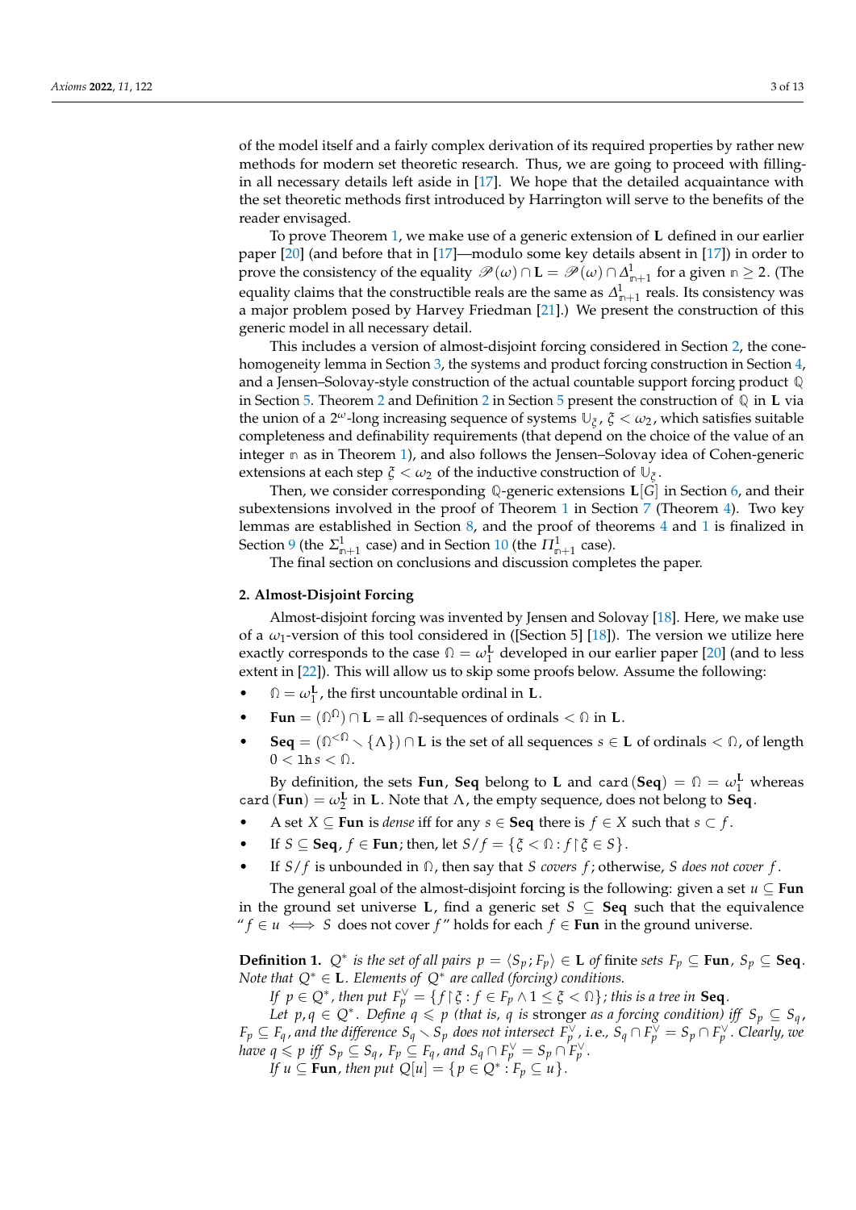of the model itself and a fairly complex derivation of its required properties by rather new methods for modern set theoretic research. Thus, we are going to proceed with filling-in all necessary details left aside in [17]. We hope that the detailed acquaintance with the set theoretic methods first introduced by Harrington will serve to the benefits of the reader envisaged.

To prove Theorem 1, we make use of a generic extension of $\mathbf{L}$ defined in our earlier paper [20] (and before that in [17]—modulo some key details absent in [17]) in order to prove the consistency of the equality $\mathscr{P}(\omega) \cap \mathbf{L} = \mathscr{P}(\omega) \cap \Delta^1_{\mathbb{n}+1}$ for a given $\mathbb{n} \geq 2$. (The equality claims that the constructible reals are the same as $\Delta^1_{\mathbb{n}+1}$ reals. Its consistency was a major problem posed by Harvey Friedman [21].) We present the construction of this generic model in all necessary detail.

This includes a version of almost-disjoint forcing considered in Section 2, the cone-homogeneity lemma in Section 3, the systems and product forcing construction in Section 4, and a Jensen–Solovay-style construction of the actual countable support forcing product $\mathbb{Q}$ in Section 5. Theorem 2 and Definition 2 in Section 5 present the construction of $\mathbb{Q}$ in $\mathbf{L}$ via the union of a $2^\omega$-long increasing sequence of systems $\mathbb{U}_\xi$, $\xi < \omega_2$, which satisfies suitable completeness and definability requirements (that depend on the choice of the value of an integer $\mathbb{n}$ as in Theorem 1), and also follows the Jensen–Solovay idea of Cohen-generic extensions at each step $\xi < \omega_2$ of the inductive construction of $\mathbb{U}_\xi$.

Then, we consider corresponding $\mathbb{Q}$-generic extensions $\mathbf{L}[G]$ in Section 6, and their subextensions involved in the proof of Theorem 1 in Section 7 (Theorem 4). Two key lemmas are established in Section 8, and the proof of theorems 4 and 1 is finalized in Section 9 (the $\Sigma^1_{\mathbb{n}+1}$ case) and in Section 10 (the $\Pi^1_{\mathbb{n}+1}$ case).

The final section on conclusions and discussion completes the paper.

## 2. Almost-Disjoint Forcing

Almost-disjoint forcing was invented by Jensen and Solovay [18]. Here, we make use of a $\omega_1$-version of this tool considered in ([Section 5] [18]). The version we utilize here exactly corresponds to the case $\Omega = \omega_1^{\mathbf{L}}$ developed in our earlier paper [20] (and to less extent in [22]). This will allow us to skip some proofs below. Assume the following:

- $\Omega = \omega_1^{\mathbf{L}}$, the first uncountable ordinal in $\mathbf{L}$.
- $\mathbf{Fun} = (\Omega^\Omega) \cap \mathbf{L}$ = all $\Omega$-sequences of ordinals $< \Omega$ in $\mathbf{L}$.
- $\mathbf{Seq} = (\Omega^{<\Omega} \smallsetminus \{\Lambda\}) \cap \mathbf{L}$ is the set of all sequences $s \in \mathbf{L}$ of ordinals $< \Omega$, of length $0 < \mathtt{lh}\, s < \Omega$.

By definition, the sets $\mathbf{Fun}$, $\mathbf{Seq}$ belong to $\mathbf{L}$ and $\mathtt{card}\,(\mathbf{Seq}) = \Omega = \omega_1^{\mathbf{L}}$ whereas $\mathtt{card}\,(\mathbf{Fun}) = \omega_2^{\mathbf{L}}$ in $\mathbf{L}$. Note that $\Lambda$, the empty sequence, does not belong to $\mathbf{Seq}$.

- A set $X \subseteq \mathbf{Fun}$ is *dense* iff for any $s \in \mathbf{Seq}$ there is $f \in X$ such that $s \subset f$.
- If $S \subseteq \mathbf{Seq}$, $f \in \mathbf{Fun}$; then, let $S/f = \{\xi < \Omega : f \restriction \xi \in S\}$.
- If $S/f$ is unbounded in $\Omega$, then say that *$S$ covers $f$*; otherwise, *$S$ does not cover $f$*.

The general goal of the almost-disjoint forcing is the following: given a set $u \subseteq \mathbf{Fun}$ in the ground set universe $\mathbf{L}$, find a generic set $S \subseteq \mathbf{Seq}$ such that the equivalence "$f \in u \iff S$ does not cover $f$" holds for each $f \in \mathbf{Fun}$ in the ground universe.

**Definition 1.** *$Q^*$ is the set of all pairs $p = \langle S_p ; F_p \rangle \in \mathbf{L}$ of* finite *sets $F_p \subseteq \mathbf{Fun}$, $S_p \subseteq \mathbf{Seq}$. Note that $Q^* \in \mathbf{L}$. Elements of $Q^*$ are called (forcing) conditions.*

*If $p \in Q^*$, then put $F_p^\vee = \{f \restriction \xi : f \in F_p \wedge 1 \leq \xi < \Omega\}$; this is a tree in $\mathbf{Seq}$.*

*Let $p, q \in Q^*$. Define $q \leqslant p$ (that is, $q$ is* stronger *as a forcing condition) iff $S_p \subseteq S_q$, $F_p \subseteq F_q$, and the difference $S_q \smallsetminus S_p$ does not intersect $F_p^\vee$, i.e., $S_q \cap F_p^\vee = S_p \cap F_p^\vee$. Clearly, we have $q \leqslant p$ iff $S_p \subseteq S_q$, $F_p \subseteq F_q$, and $S_q \cap F_p^\vee = S_p \cap F_p^\vee$.*

*If $u \subseteq \mathbf{Fun}$, then put $Q[u] = \{p \in Q^* : F_p \subseteq u\}$.*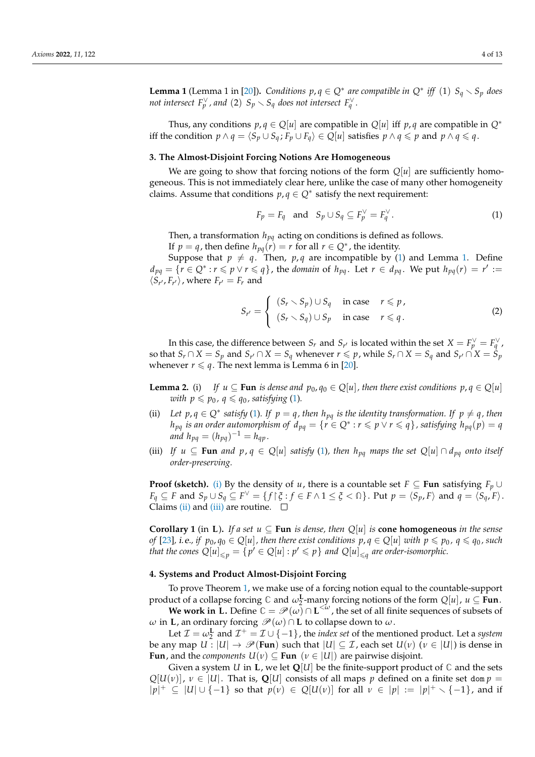**Lemma 1** (Lemma 1 in [20]). *Conditions $p, q \in Q^*$ are compatible in $Q^*$ iff (1) $S_q \setminus S_p$ does not intersect $F_p^{\vee}$, and (2) $S_p \setminus S_q$ does not intersect $F_q^{\vee}$.*

Thus, any conditions $p, q \in Q[u]$ are compatible in $Q[u]$ iff $p, q$ are compatible in $Q^*$ iff the condition $p \wedge q = \langle S_p \cup S_q \,; F_p \cup F_q \rangle \in Q[u]$ satisfies $p \wedge q \leqslant p$ and $p \wedge q \leqslant q$.

## 3. The Almost-Disjoint Forcing Notions Are Homogeneous

We are going to show that forcing notions of the form $Q[u]$ are sufficiently homogeneous. This is not immediately clear here, unlike the case of many other homogeneity claims. Assume that conditions $p, q \in Q^*$ satisfy the next requirement:

$$F_p = F_q \quad \text{and} \quad S_p \cup S_q \subseteq F_p^{\vee} = F_q^{\vee}. \tag{1}$$

Then, a transformation $h_{pq}$ acting on conditions is defined as follows.

If $p = q$, then define $h_{pq}(r) = r$ for all $r \in Q^*$, the identity.

Suppose that $p \neq q$. Then, $p, q$ are incompatible by (1) and Lemma 1. Define $d_{pq} = \{r \in Q^* : r \leqslant p \vee r \leqslant q\}$, the *domain* of $h_{pq}$. Let $r \in d_{pq}$. We put $h_{pq}(r) = r' := \langle S_{r'}, F_{r'} \rangle$, where $F_{r'} = F_r$ and

$$S_{r'} = \begin{cases} (S_r \setminus S_p) \cup S_q & \text{in case} \quad r \leqslant p\,, \\ (S_r \setminus S_q) \cup S_p & \text{in case} \quad r \leqslant q\,. \end{cases} \tag{2}$$

In this case, the difference between $S_r$ and $S_{r'}$ is located within the set $X = F_p^{\vee} = F_q^{\vee}$, so that $S_r \cap X = S_p$ and $S_{r'} \cap X = S_q$ whenever $r \leqslant p$, while $S_r \cap X = S_q$ and $S_{r'} \cap X = S_p$ whenever $r \leqslant q$. The next lemma is Lemma 6 in [20].

**Lemma 2.** (i) *If $u \subseteq \mathbf{Fun}$ is dense and $p_0, q_0 \in Q[u]$, then there exist conditions $p, q \in Q[u]$ with $p \leqslant p_0$, $q \leqslant q_0$, satisfying (1).*

(ii) *Let $p, q \in Q^*$ satisfy (1). If $p = q$, then $h_{pq}$ is the identity transformation. If $p \neq q$, then $h_{pq}$ is an order automorphism of $d_{pq} = \{r \in Q^* : r \leqslant p \vee r \leqslant q\}$, satisfying $h_{pq}(p) = q$ and $h_{pq} = (h_{pq})^{-1} = h_{qp}$.*

(iii) *If $u \subseteq \mathbf{Fun}$ and $p, q \in Q[u]$ satisfy (1), then $h_{pq}$ maps the set $Q[u] \cap d_{pq}$ onto itself order-preserving.*

**Proof (sketch).** (i) By the density of $u$, there is a countable set $F \subseteq \mathbf{Fun}$ satisfying $F_p \cup F_q \subseteq F$ and $S_p \cup S_q \subseteq F^{\vee} = \{f \upharpoonright \xi : f \in F \wedge 1 \leq \xi < \Omega\}$. Put $p = \langle S_p, F \rangle$ and $q = \langle S_q, F \rangle$. Claims (ii) and (iii) are routine. $\square$

**Corollary 1** (in $\mathbf{L}$). *If a set $u \subseteq \mathbf{Fun}$ is dense, then $Q[u]$ is* **cone homogeneous** *in the sense of [23], i.e., if $p_0, q_0 \in Q[u]$, then there exist conditions $p, q \in Q[u]$ with $p \leqslant p_0$, $q \leqslant q_0$, such that the cones $Q[u]_{\leqslant p} = \{p' \in Q[u] : p' \leqslant p\}$ and $Q[u]_{\leqslant q}$ are order-isomorphic.*

## 4. Systems and Product Almost-Disjoint Forcing

To prove Theorem 1, we make use of a forcing notion equal to the countable-support product of a collapse forcing $\mathbb{C}$ and $\omega_2^{\mathbf{L}}$-many forcing notions of the form $Q[u]$, $u \subseteq \mathbf{Fun}$.

**We work in $\mathbf{L}$.** Define $\mathbb{C} = \mathscr{P}(\omega) \cap \mathbf{L}^{<\omega}$, the set of all finite sequences of subsets of $\omega$ in $\mathbf{L}$, an ordinary forcing $\mathscr{P}(\omega) \cap \mathbf{L}$ to collapse down to $\omega$.

Let $\mathcal{I} = \omega_2^{\mathbf{L}}$ and $\mathcal{I}^+ = \mathcal{I} \cup \{-1\}$, the *index set* of the mentioned product. Let a *system* be any map $U : |U| \to \mathscr{P}(\mathbf{Fun})$ such that $|U| \subseteq \mathcal{I}$, each set $U(\nu)$ ($\nu \in |U|$) is dense in $\mathbf{Fun}$, and the *components* $U(\nu) \subseteq \mathbf{Fun}$ ($\nu \in |U|$) are pairwise disjoint.

Given a system $U$ in $\mathbf{L}$, we let $\mathbf{Q}[U]$ be the finite-support product of $\mathbb{C}$ and the sets $Q[U(\nu)]$, $\nu \in |U|$. That is, $\mathbf{Q}[U]$ consists of all maps $p$ defined on a finite set $\operatorname{dom} p = |p|^+ \subseteq |U| \cup \{-1\}$ so that $p(\nu) \in Q[U(\nu)]$ for all $\nu \in |p| := |p|^+ \setminus \{-1\}$, and if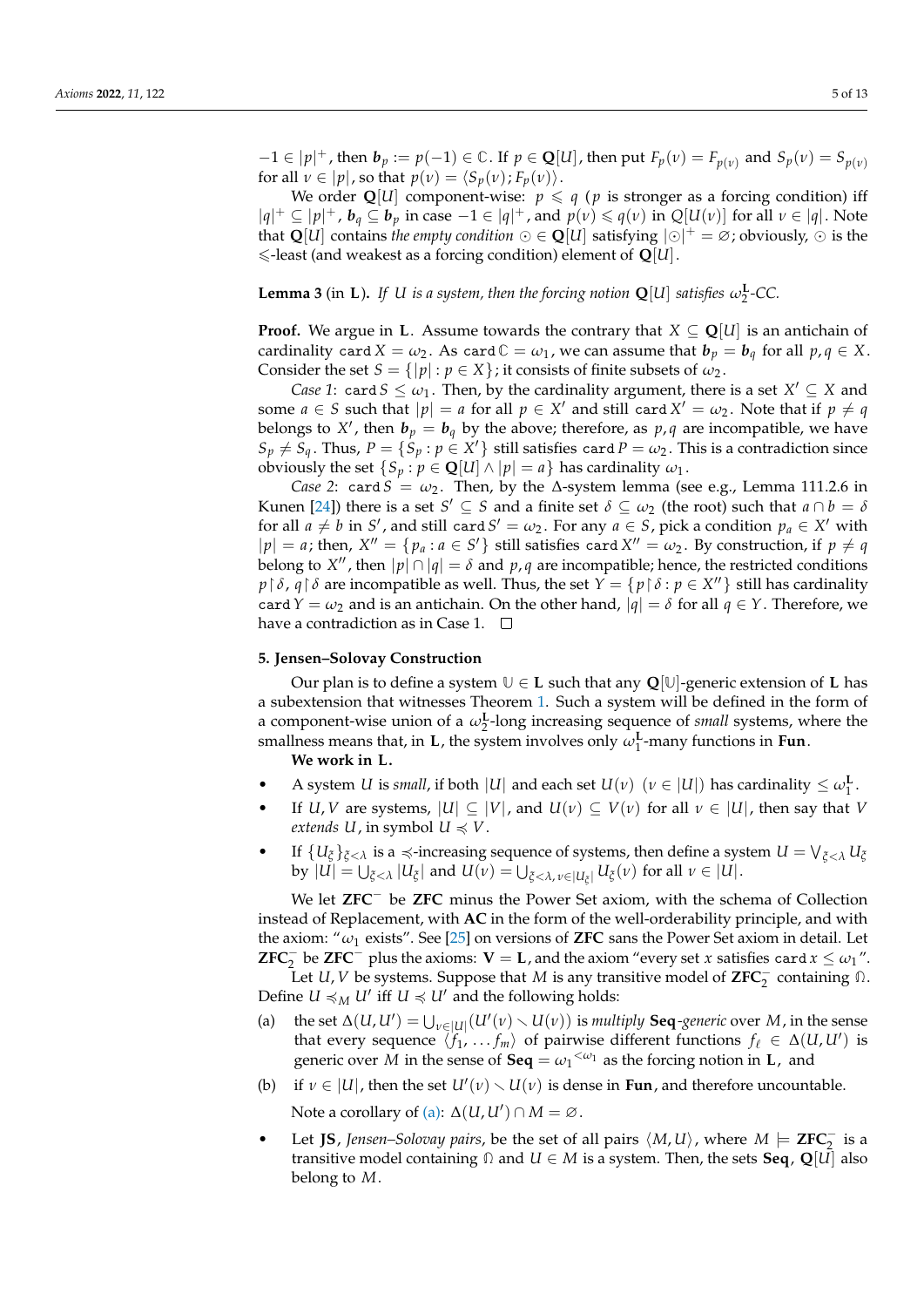$-1 \in |p|^+$, then $\boldsymbol{b}_p := p(-1) \in \mathbb{C}$. If $p \in \mathbf{Q}[U]$, then put $F_p(\nu) = F_{p(\nu)}$ and $S_p(\nu) = S_{p(\nu)}$ for all $\nu \in |p|$, so that $p(\nu) = \langle S_p(\nu); F_p(\nu)\rangle$.

We order $\mathbf{Q}[U]$ component-wise: $p \leqslant q$ ($p$ is stronger as a forcing condition) iff $|q|^+ \subseteq |p|^+$, $\boldsymbol{b}_q \subseteq \boldsymbol{b}_p$ in case $-1 \in |q|^+$, and $p(\nu) \leqslant q(\nu)$ in $Q[U(\nu)]$ for all $\nu \in |q|$. Note that $\mathbf{Q}[U]$ contains *the empty condition* $\odot \in \mathbf{Q}[U]$ satisfying $|\odot|^+ = \varnothing$; obviously, $\odot$ is the $\leqslant$-least (and weakest as a forcing condition) element of $\mathbf{Q}[U]$.

**Lemma 3** (in $\mathbf{L}$). *If $U$ is a system, then the forcing notion $\mathbf{Q}[U]$ satisfies $\omega_2^{\mathbf{L}}$-CC.*

**Proof.** We argue in $\mathbf{L}$. Assume towards the contrary that $X \subseteq \mathbf{Q}[U]$ is an antichain of cardinality $\mathtt{card}\, X = \omega_2$. As $\mathtt{card}\, \mathbb{C} = \omega_1$, we can assume that $\boldsymbol{b}_p = \boldsymbol{b}_q$ for all $p, q \in X$. Consider the set $S = \{|p| : p \in X\}$; it consists of finite subsets of $\omega_2$.

*Case 1*: $\mathtt{card}\, S \le \omega_1$. Then, by the cardinality argument, there is a set $X' \subseteq X$ and some $a \in S$ such that $|p| = a$ for all $p \in X'$ and still $\mathtt{card}\, X' = \omega_2$. Note that if $p \ne q$ belongs to $X'$, then $\boldsymbol{b}_p = \boldsymbol{b}_q$ by the above; therefore, as $p, q$ are incompatible, we have $S_p \neq S_q$. Thus, $P = \{S_p : p \in X'\}$ still satisfies $\mathtt{card}\, P = \omega_2$. This is a contradiction since obviously the set $\{S_p : p \in \mathbf{Q}[U] \wedge |p| = a\}$ has cardinality $\omega_1$.

*Case 2*: $\mathtt{card}\, S = \omega_2$. Then, by the $\Delta$-system lemma (see e.g., Lemma 111.2.6 in Kunen [24]) there is a set $S' \subseteq S$ and a finite set $\delta \subseteq \omega_2$ (the root) such that $a \cap b = \delta$ for all $a \neq b$ in $S'$, and still $\mathtt{card}\, S' = \omega_2$. For any $a \in S$, pick a condition $p_a \in X'$ with $|p| = a$; then, $X'' = \{p_a : a \in S'\}$ still satisfies $\mathtt{card}\, X'' = \omega_2$. By construction, if $p \neq q$ belong to $X''$, then $|p| \cap |q| = \delta$ and $p, q$ are incompatible; hence, the restricted conditions $p \restriction \delta$, $q \restriction \delta$ are incompatible as well. Thus, the set $Y = \{p \restriction \delta : p \in X''\}$ still has cardinality $\mathtt{card}\, Y = \omega_2$ and is an antichain. On the other hand, $|q| = \delta$ for all $q \in Y$. Therefore, we have a contradiction as in Case 1. $\square$

## 5. Jensen–Solovay Construction

Our plan is to define a system $\mathbb{U} \in \mathbf{L}$ such that any $\mathbf{Q}[\mathbb{U}]$-generic extension of $\mathbf{L}$ has a subextension that witnesses Theorem 1. Such a system will be defined in the form of a component-wise union of a $\omega_2^{\mathbf{L}}$-long increasing sequence of *small* systems, where the smallness means that, in $\mathbf{L}$, the system involves only $\omega_1^{\mathbf{L}}$-many functions in $\mathbf{Fun}$.

**We work in L.**

- A system $U$ is *small*, if both $|U|$ and each set $U(\nu)$ $(\nu \in |U|)$ has cardinality $\le \omega_1^{\mathbf{L}}$.
- If $U, V$ are systems, $|U| \subseteq |V|$, and $U(\nu) \subseteq V(\nu)$ for all $\nu \in |U|$, then say that $V$ *extends* $U$, in symbol $U \preccurlyeq V$.
- If $\{U_\xi\}_{\xi<\lambda}$ is a $\preccurlyeq$-increasing sequence of systems, then define a system $U = \bigvee_{\xi<\lambda} U_\xi$ by $|U| = \bigcup_{\xi<\lambda} |U_\xi|$ and $U(\nu) = \bigcup_{\xi<\lambda,\, \nu \in |U_\xi|} U_\xi(\nu)$ for all $\nu \in |U|$.

We let $\mathbf{ZFC}^-$ be $\mathbf{ZFC}$ minus the Power Set axiom, with the schema of Collection instead of Replacement, with $\mathbf{AC}$ in the form of the well-orderability principle, and with the axiom: "$\omega_1$ exists". See [25] on versions of $\mathbf{ZFC}$ sans the Power Set axiom in detail. Let $\mathbf{ZFC}_2^-$ be $\mathbf{ZFC}^-$ plus the axioms: $\mathbf{V} = \mathbf{L}$, and the axiom "every set $x$ satisfies $\mathtt{card}\, x \le \omega_1$".

Let $U, V$ be systems. Suppose that $M$ is any transitive model of $\mathbf{ZFC}_2^-$ containing $\Omega$. Define $U \preccurlyeq_M U'$ iff $U \preccurlyeq U'$ and the following holds:

(a) the set $\Delta(U, U') = \bigcup_{\nu \in |U|} (U'(\nu) \smallsetminus U(\nu))$ is *multiply* $\mathbf{Seq}$*-generic* over $M$, in the sense that every sequence $\langle f_1, \ldots f_m\rangle$ of pairwise different functions $f_\ell \in \Delta(U, U')$ is generic over $M$ in the sense of $\mathbf{Seq} = {\omega_1}^{<\omega_1}$ as the forcing notion in $\mathbf{L}$, and

(b) if $\nu \in |U|$, then the set $U'(\nu) \smallsetminus U(\nu)$ is dense in $\mathbf{Fun}$, and therefore uncountable.

Note a corollary of (a): $\Delta(U, U') \cap M = \varnothing$.

- Let $\mathbf{JS}$, *Jensen–Solovay pairs*, be the set of all pairs $\langle M, U\rangle$, where $M \models \mathbf{ZFC}_2^-$ is a transitive model containing $\Omega$ and $U \in M$ is a system. Then, the sets $\mathbf{Seq}$, $\mathbf{Q}[U]$ also belong to $M$.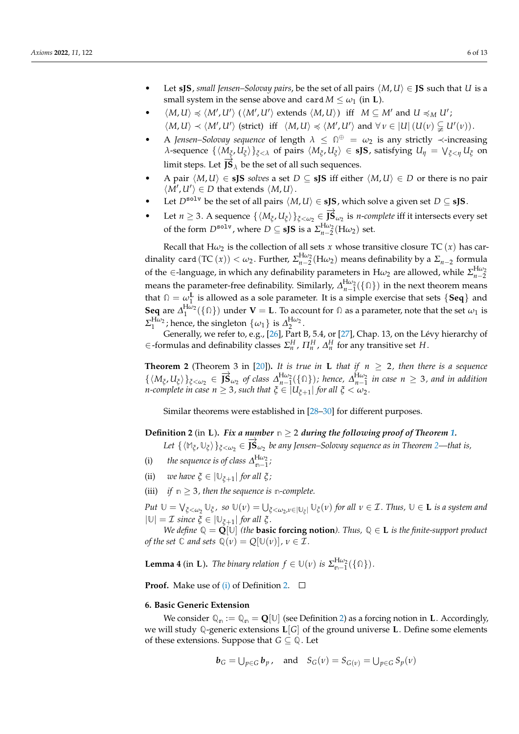- Let **sJS**, *small Jensen–Solovay pairs*, be the set of all pairs $\langle M, U\rangle \in \mathbf{JS}$ such that $U$ is a small system in the sense above and $\mathtt{card}\, M \le \omega_1$ (in $\mathbf{L}$).
- $\langle M, U\rangle \preccurlyeq \langle M', U'\rangle$ ($\langle M', U'\rangle$ extends $\langle M, U\rangle$) iff $M \subseteq M'$ and $U \preccurlyeq_M U'$; $\langle M, U\rangle \prec \langle M', U'\rangle$ (strict) iff $\langle M, U\rangle \preccurlyeq \langle M', U'\rangle$ and $\forall\, \nu \in |U|\, (U(\nu) \subsetneqq U'(\nu))$.
- A *Jensen–Solovay sequence* of length $\lambda \le \Omega^{\oplus} = \omega_2$ is any strictly $\prec$-increasing $\lambda$-sequence $\{\langle M_\xi, U_\xi\rangle\}_{\xi<\lambda}$ of pairs $\langle M_\xi, U_\xi\rangle \in \mathbf{sJS}$, satisfying $U_\eta = \bigvee_{\xi<\eta} U_\xi$ on limit steps. Let $\overrightarrow{\mathbf{JS}}_\lambda$ be the set of all such sequences.
- A pair $\langle M, U\rangle \in \mathbf{sJS}$ *solves* a set $D \subseteq \mathbf{sJS}$ iff either $\langle M, U\rangle \in D$ or there is no pair $\langle M', U'\rangle \in D$ that extends $\langle M, U\rangle$.
- Let $D^{\mathtt{solv}}$ be the set of all pairs $\langle M, U\rangle \in \mathbf{sJS}$, which solve a given set $D \subseteq \mathbf{sJS}$.
- Let $n \ge 3$. A sequence $\{\langle M_\xi, U_\xi\rangle\}_{\xi<\omega_2} \in \overrightarrow{\mathbf{JS}}_{\omega_2}$ is *n-complete* iff it intersects every set of the form $D^{\mathtt{solv}}$, where $D \subseteq \mathbf{sJS}$ is a $\Sigma^{\mathrm{H}\omega_2}_{n-2}(\mathrm{H}\omega_2)$ set.

Recall that $\mathrm{H}\omega_2$ is the collection of all sets $x$ whose transitive closure $\mathrm{TC}\,(x)$ has cardinality $\mathtt{card}\,(\mathrm{TC}\,(x)) < \omega_2$. Further, $\Sigma^{\mathrm{H}\omega_2}_{n-2}(\mathrm{H}\omega_2)$ means definability by a $\Sigma_{n-2}$ formula of the $\in$-language, in which any definability parameters in $\mathrm{H}\omega_2$ are allowed, while $\Sigma^{\mathrm{H}\omega_2}_{n-2}$ means the parameter-free definability. Similarly, $\Delta^{\mathrm{H}\omega_2}_{n-1}(\{\Omega\})$ in the next theorem means that $\Omega = \omega_1^{\mathbf{L}}$ is allowed as a sole parameter. It is a simple exercise that sets $\{\mathbf{Seq}\}$ and $\mathbf{Seq}$ are $\Delta^{\mathrm{H}\omega_2}_1(\{\Omega\})$ under $\mathbf{V} = \mathbf{L}$. To account for $\Omega$ as a parameter, note that the set $\omega_1$ is $\Sigma^{\mathrm{H}\omega_2}_1$; hence, the singleton $\{\omega_1\}$ is $\Delta^{\mathrm{H}\omega_2}_2$.

Generally, we refer to, e.g., [26], Part B, 5.4, or [27], Chap. 13, on the Lévy hierarchy of $\in$-formulas and definability classes $\Sigma^H_n$, $\Pi^H_n$, $\Delta^H_n$ for any transitive set $H$.

**Theorem 2** (Theorem 3 in [20])**.** *It is true in* $\mathbf{L}$ *that if* $n \ge 2$*, then there is a sequence* $\{\langle M_\xi, U_\xi\rangle\}_{\xi<\omega_2} \in \overrightarrow{\mathbf{JS}}_{\omega_2}$ *of class* $\Delta^{\mathrm{H}\omega_2}_{n-1}(\{\Omega\})$*; hence,* $\Delta^{\mathrm{H}\omega_2}_{n-1}$ *in case* $n \ge 3$*, and in addition n-complete in case* $n \ge 3$*, such that* $\xi \in |U_{\xi+1}|$ *for all* $\xi < \omega_2$*.*

Similar theorems were established in [28–30] for different purposes.

**Definition 2** (in $\mathbf{L}$)**.** ***Fix a number*** $\mathtt{n} \ge 2$ ***during the following proof of Theorem 1.***

*Let* $\{\langle \mathbb{M}_\xi, \mathbb{U}_\xi\rangle\}_{\xi<\omega_2} \in \overrightarrow{\mathbf{JS}}_{\omega_2}$ *be any Jensen–Solovay sequence as in Theorem 2—that is,*

(i) *the sequence is of class* $\Delta^{\mathrm{H}\omega_2}_{\mathtt{n}-1}$*;*

(ii) *we have* $\xi \in |\mathbb{U}_{\xi+1}|$ *for all* $\xi$*;*

(iii) *if* $\mathtt{n} \ge 3$*, then the sequence is* $\mathtt{n}$*-complete.*

*Put* $\mathbb{U} = \bigvee_{\xi<\omega_2} \mathbb{U}_\xi$*, so* $\mathbb{U}(\nu) = \bigcup_{\xi<\omega_2, \nu\in|\mathbb{U}_\xi|} \mathbb{U}_\xi(\nu)$ *for all* $\nu \in \mathcal{I}$*. Thus,* $\mathbb{U} \in \mathbf{L}$ *is a system and* $|\mathbb{U}| = \mathcal{I}$ *since* $\xi \in |\mathbb{U}_{\xi+1}|$ *for all* $\xi$*.*

*We define* $\mathbb{Q} = \mathbf{Q}[\mathbb{U}]$ *(the* **basic forcing notion***). Thus,* $\mathbb{Q} \in \mathbf{L}$ *is the finite-support product of the set* $\mathbb{C}$ *and sets* $\mathbb{Q}(\nu) = Q[\mathbb{U}(\nu)]$*,* $\nu \in \mathcal{I}$*.*

**Lemma 4** (in $\mathbf{L}$)**.** *The binary relation* $f \in \mathbb{U}(\nu)$ *is* $\Sigma^{\mathrm{H}\omega_2}_{\mathtt{n}-1}(\{\Omega\})$*.*

**Proof.** Make use of (i) of Definition 2. $\square$

### 6. Basic Generic Extension

We consider $\mathbb{Q}_{\mathtt{n}} := \mathbb{Q}_{\mathtt{n}} = \mathbf{Q}[\mathbb{U}]$ (see Definition 2) as a forcing notion in $\mathbf{L}$. Accordingly, we will study $\mathbb{Q}$-generic extensions $\mathbf{L}[G]$ of the ground universe $\mathbf{L}$. Define some elements of these extensions. Suppose that $G \subseteq \mathbb{Q}$. Let

$$\boldsymbol{b}_G = \bigcup_{p\in G} \boldsymbol{b}_p\,, \quad \text{and} \quad S_G(\nu) = S_{G(\nu)} = \bigcup_{p\in G} S_p(\nu)$$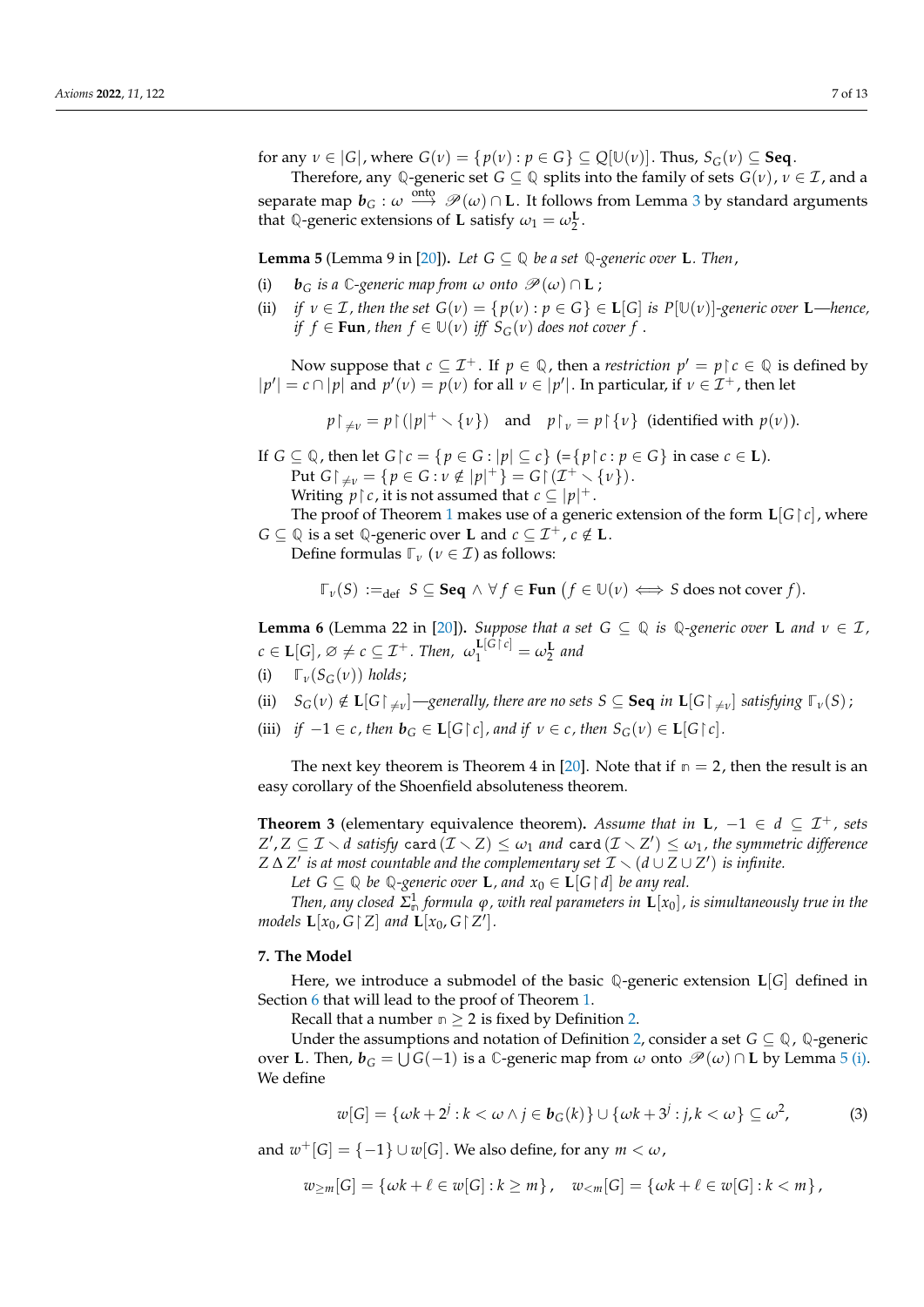for any $\nu \in |G|$, where $G(\nu) = \{p(\nu) : p \in G\} \subseteq Q[\mathbb{U}(\nu)]$. Thus, $S_G(\nu) \subseteq \mathbf{Seq}$.

Therefore, any $\mathbb{Q}$-generic set $G \subseteq \mathbb{Q}$ splits into the family of sets $G(\nu)$, $\nu \in \mathcal{I}$, and a separate map $\boldsymbol{b}_G : \omega \xrightarrow{\text{onto}} \mathscr{P}(\omega) \cap \mathbf{L}$. It follows from Lemma 3 by standard arguments that $\mathbb{Q}$-generic extensions of $\mathbf{L}$ satisfy $\omega_1 = \omega_2^{\mathbf{L}}$.

**Lemma 5** (Lemma 9 in [20]). *Let $G \subseteq \mathbb{Q}$ be a set $\mathbb{Q}$-generic over $\mathbf{L}$. Then,*

(i) *$\boldsymbol{b}_G$ is a $\mathbb{C}$-generic map from $\omega$ onto $\mathscr{P}(\omega) \cap \mathbf{L}$ ;*

(ii) *if $\nu \in \mathcal{I}$, then the set $G(\nu) = \{p(\nu) : p \in G\} \in \mathbf{L}[G]$ is $P[\mathbb{U}(\nu)]$-generic over $\mathbf{L}$—hence, if $f \in \mathbf{Fun}$, then $f \in \mathbb{U}(\nu)$ iff $S_G(\nu)$ does not cover $f$ .*

Now suppose that $c \subseteq \mathcal{I}^+$. If $p \in \mathbb{Q}$, then a *restriction* $p' = p \restriction c \in \mathbb{Q}$ is defined by $|p'| = c \cap |p|$ and $p'(\nu) = p(\nu)$ for all $\nu \in |p'|$. In particular, if $\nu \in \mathcal{I}^+$, then let

$$p \restriction_{\neq \nu} = p \restriction (|p|^+ \smallsetminus \{\nu\}) \quad \text{and} \quad p \restriction_{\nu} = p \restriction \{\nu\} \ \text{(identified with } p(\nu)\text{)}.$$

If $G \subseteq \mathbb{Q}$, then let $G \restriction c = \{p \in G : |p| \subseteq c\}$ ($=\{p \restriction c : p \in G\}$ in case $c \in \mathbf{L}$).

Put $G \restriction_{\neq \nu} = \{p \in G : \nu \notin |p|^+\} = G \restriction (\mathcal{I}^+ \smallsetminus \{\nu\})$.

Writing $p \restriction c$, it is not assumed that $c \subseteq |p|^+$.

The proof of Theorem 1 makes use of a generic extension of the form $\mathbf{L}[G \restriction c]$, where $G \subseteq \mathbb{Q}$ is a set $\mathbb{Q}$-generic over $\mathbf{L}$ and $c \subseteq \mathcal{I}^+$, $c \notin \mathbf{L}$.

Define formulas $\Gamma_\nu$ ($\nu \in \mathcal{I}$) as follows:

$$\Gamma_\nu(S) :=_{\text{def}} S \subseteq \mathbf{Seq} \wedge \forall f \in \mathbf{Fun}\, \big(f \in \mathbb{U}(\nu) \iff S \text{ does not cover } f\big).$$

**Lemma 6** (Lemma 22 in [20]). *Suppose that a set $G \subseteq \mathbb{Q}$ is $\mathbb{Q}$-generic over $\mathbf{L}$ and $\nu \in \mathcal{I}$, $c \in \mathbf{L}[G]$, $\varnothing \neq c \subseteq \mathcal{I}^+$. Then, $\omega_1^{\mathbf{L}[G \restriction c]} = \omega_2^{\mathbf{L}}$ and*

(i) *$\Gamma_\nu(S_G(\nu))$ holds;*

(ii) *$S_G(\nu) \notin \mathbf{L}[G \restriction_{\neq \nu}]$—generally, there are no sets $S \subseteq \mathbf{Seq}$ in $\mathbf{L}[G \restriction_{\neq \nu}]$ satisfying $\Gamma_\nu(S)$ ;*

(iii) *if $-1 \in c$, then $\boldsymbol{b}_G \in \mathbf{L}[G \restriction c]$, and if $\nu \in c$, then $S_G(\nu) \in \mathbf{L}[G \restriction c]$.*

The next key theorem is Theorem 4 in [20]. Note that if $\mathfrak{n} = 2$, then the result is an easy corollary of the Shoenfield absoluteness theorem.

**Theorem 3** (elementary equivalence theorem). *Assume that in $\mathbf{L}$, $-1 \in d \subseteq \mathcal{I}^+$, sets $Z', Z \subseteq \mathcal{I} \smallsetminus d$ satisfy $\mathtt{card}\,(\mathcal{I} \smallsetminus Z) \leq \omega_1$ and $\mathtt{card}\,(\mathcal{I} \smallsetminus Z') \leq \omega_1$, the symmetric difference $Z \,\Delta\, Z'$ is at most countable and the complementary set $\mathcal{I} \smallsetminus (d \cup Z \cup Z')$ is infinite.*

*Let $G \subseteq \mathbb{Q}$ be $\mathbb{Q}$-generic over $\mathbf{L}$, and $x_0 \in \mathbf{L}[G \restriction d]$ be any real.*

*Then, any closed $\Sigma^1_{\mathfrak{n}}$ formula $\varphi$, with real parameters in $\mathbf{L}[x_0]$, is simultaneously true in the models $\mathbf{L}[x_0, G \restriction Z]$ and $\mathbf{L}[x_0, G \restriction Z']$.*

## 7. The Model

Here, we introduce a submodel of the basic $\mathbb{Q}$-generic extension $\mathbf{L}[G]$ defined in Section 6 that will lead to the proof of Theorem 1.

Recall that a number $\mathfrak{n} \geq 2$ is fixed by Definition 2.

Under the assumptions and notation of Definition 2, consider a set $G \subseteq \mathbb{Q}$, $\mathbb{Q}$-generic over $\mathbf{L}$. Then, $\boldsymbol{b}_G = \bigcup G(-1)$ is a $\mathbb{C}$-generic map from $\omega$ onto $\mathscr{P}(\omega) \cap \mathbf{L}$ by Lemma 5 (i). We define

$$w[G] = \{\omega k + 2^j : k < \omega \wedge j \in \boldsymbol{b}_G(k)\} \cup \{\omega k + 3^j : j, k < \omega\} \subseteq \omega^2, \tag{3}$$

and $w^+[G] = \{-1\} \cup w[G]$. We also define, for any $m < \omega$,

$$w_{\geq m}[G] = \{\omega k + \ell \in w[G] : k \geq m\}, \quad w_{<m}[G] = \{\omega k + \ell \in w[G] : k < m\},$$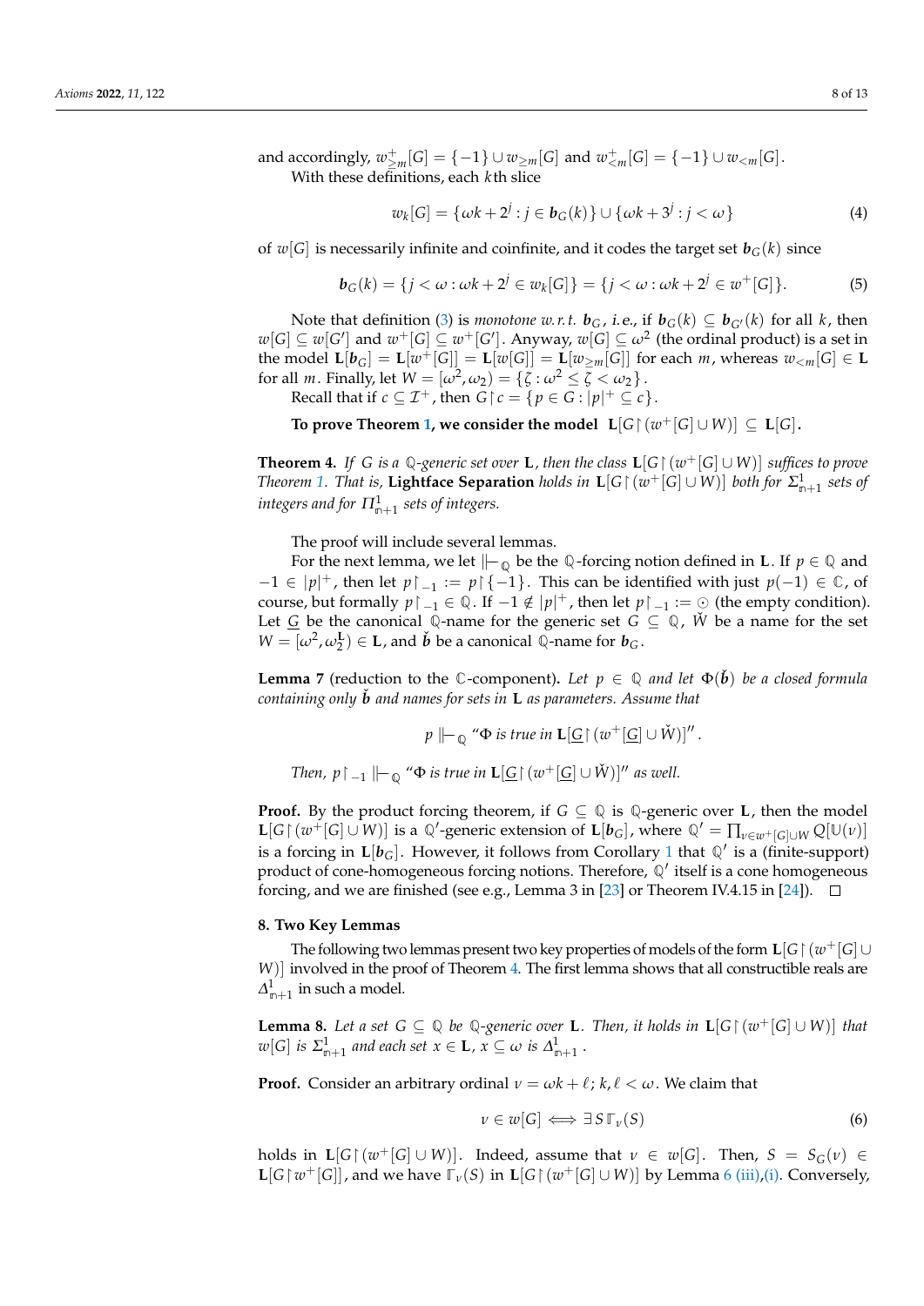and accordingly, $w^+_{\geq m}[G] = \{-1\} \cup w_{\geq m}[G]$ and $w^+_{<m}[G] = \{-1\} \cup w_{<m}[G]$.

With these definitions, each $k$th slice

$$w_k[G] = \{\omega k + 2^j : j \in \boldsymbol{b}_G(k)\} \cup \{\omega k + 3^j : j < \omega\} \tag{4}$$

of $w[G]$ is necessarily infinite and coinfinite, and it codes the target set $\boldsymbol{b}_G(k)$ since

$$\boldsymbol{b}_G(k) = \{j < \omega : \omega k + 2^j \in w_k[G]\} = \{j < \omega : \omega k + 2^j \in w^+[G]\}. \tag{5}$$

Note that definition (3) is *monotone w.r.t.* $\boldsymbol{b}_G$, *i.e.*, if $\boldsymbol{b}_G(k) \subseteq \boldsymbol{b}_{G'}(k)$ for all $k$, then $w[G] \subseteq w[G']$ and $w^+[G] \subseteq w^+[G']$. Anyway, $w[G] \subseteq \omega^2$ (the ordinal product) is a set in the model $\mathbf{L}[\boldsymbol{b}_G] = \mathbf{L}[w^+[G]] = \mathbf{L}[w[G]] = \mathbf{L}[w_{\geq m}[G]]$ for each $m$, whereas $w_{<m}[G] \in \mathbf{L}$ for all $m$. Finally, let $W = [\omega^2, \omega_2) = \{\zeta : \omega^2 \leq \zeta < \omega_2\}$.

Recall that if $c \subseteq \mathcal{I}^+$, then $G \restriction c = \{p \in G : |p|^+ \subseteq c\}$.

**To prove Theorem 1, we consider the model** $\mathbf{L}[G \restriction (w^+[G] \cup W)] \subseteq \mathbf{L}[G]$**.**

**Theorem 4.** *If $G$ is a $\mathbb{Q}$-generic set over $\mathbf{L}$, then the class $\mathbf{L}[G \restriction (w^+[G] \cup W)]$ suffices to prove Theorem 1. That is,* **Lightface Separation** *holds in $\mathbf{L}[G \restriction (w^+[G] \cup W)]$ both for $\Sigma^1_{\mathfrak{n}+1}$ sets of integers and for $\Pi^1_{\mathfrak{n}+1}$ sets of integers.*

The proof will include several lemmas.

For the next lemma, we let $\Vdash_{\mathbb{Q}}$ be the $\mathbb{Q}$-forcing notion defined in $\mathbf{L}$. If $p \in \mathbb{Q}$ and $-1 \in |p|^+$, then let $p\restriction_{-1} := p \restriction \{-1\}$. This can be identified with just $p(-1) \in \mathbb{C}$, of course, but formally $p\restriction_{-1} \in \mathbb{Q}$. If $-1 \notin |p|^+$, then let $p\restriction_{-1} := \odot$ (the empty condition). Let $\underline{G}$ be the canonical $\mathbb{Q}$-name for the generic set $G \subseteq \mathbb{Q}$, $\check{W}$ be a name for the set $W = [\omega^2, \omega^{\mathbf{L}}_2) \in \mathbf{L}$, and $\check{\boldsymbol{b}}$ be a canonical $\mathbb{Q}$-name for $\boldsymbol{b}_G$.

**Lemma 7** (reduction to the $\mathbb{C}$-component)**.** *Let $p \in \mathbb{Q}$ and let $\Phi(\check{\boldsymbol{b}})$ be a closed formula containing only $\check{\boldsymbol{b}}$ and names for sets in $\mathbf{L}$ as parameters. Assume that*

$$p \Vdash_{\mathbb{Q}} \text{"}\Phi \text{ is true in } \mathbf{L}[\underline{G} \restriction (w^+[\underline{G}] \cup \check{W})]\text{"}.$$

*Then, $p\restriction_{-1} \Vdash_{\mathbb{Q}}$ "$\Phi$ is true in $\mathbf{L}[\underline{G} \restriction (w^+[\underline{G}] \cup \check{W})]$" as well.*

**Proof.** By the product forcing theorem, if $G \subseteq \mathbb{Q}$ is $\mathbb{Q}$-generic over $\mathbf{L}$, then the model $\mathbf{L}[G \restriction (w^+[G] \cup W)]$ is a $\mathbb{Q}'$-generic extension of $\mathbf{L}[\boldsymbol{b}_G]$, where $\mathbb{Q}' = \prod_{\nu \in w^+[G] \cup W} Q[\mathbb{U}(\nu)]$ is a forcing in $\mathbf{L}[\boldsymbol{b}_G]$. However, it follows from Corollary 1 that $\mathbb{Q}'$ is a (finite-support) product of cone-homogeneous forcing notions. Therefore, $\mathbb{Q}'$ itself is a cone homogeneous forcing, and we are finished (see e.g., Lemma 3 in [23] or Theorem IV.4.15 in [24]). □

## 8. Two Key Lemmas

The following two lemmas present two key properties of models of the form $\mathbf{L}[G \restriction (w^+[G] \cup W)]$ involved in the proof of Theorem 4. The first lemma shows that all constructible reals are $\Delta^1_{\mathfrak{n}+1}$ in such a model.

**Lemma 8.** *Let a set $G \subseteq \mathbb{Q}$ be $\mathbb{Q}$-generic over $\mathbf{L}$. Then, it holds in $\mathbf{L}[G \restriction (w^+[G] \cup W)]$ that $w[G]$ is $\Sigma^1_{\mathfrak{n}+1}$ and each set $x \in \mathbf{L}$, $x \subseteq \omega$ is $\Delta^1_{\mathfrak{n}+1}$.*

**Proof.** Consider an arbitrary ordinal $\nu = \omega k + \ell$; $k, \ell < \omega$. We claim that

$$\nu \in w[G] \iff \exists\, S\, \Gamma_\nu(S) \tag{6}$$

holds in $\mathbf{L}[G \restriction (w^+[G] \cup W)]$. Indeed, assume that $\nu \in w[G]$. Then, $S = S_G(\nu) \in \mathbf{L}[G \restriction w^+[G]]$, and we have $\Gamma_\nu(S)$ in $\mathbf{L}[G \restriction (w^+[G] \cup W)]$ by Lemma 6 (iii),(i). Conversely,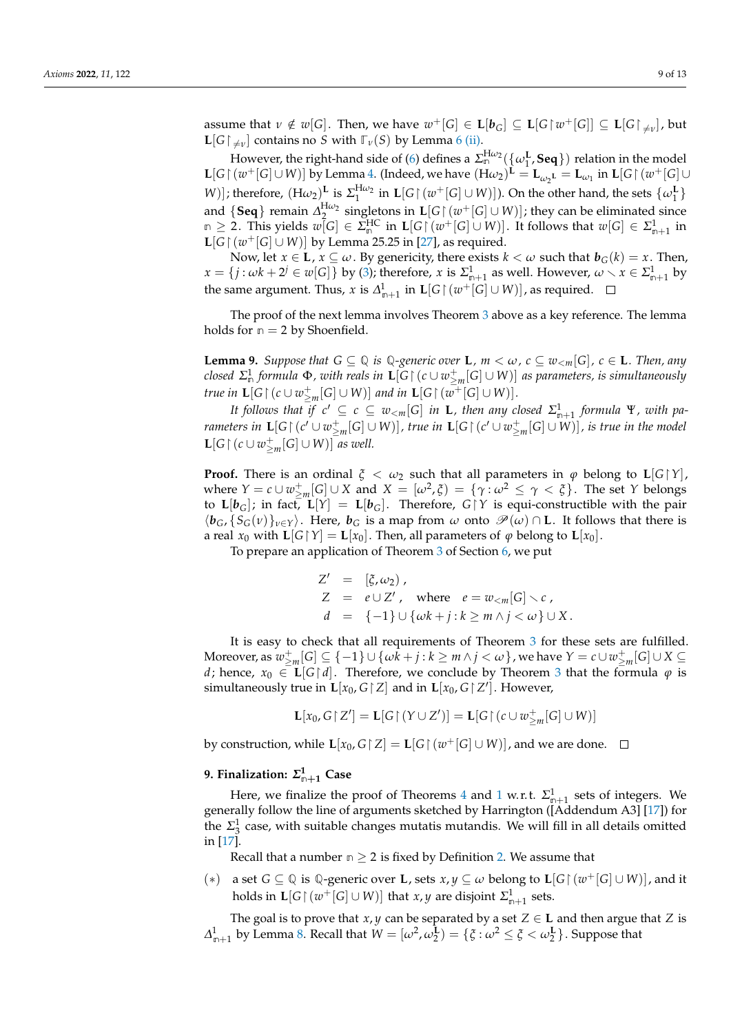assume that $\nu \notin w[G]$. Then, we have $w^+[G] \in \mathbf{L}[\boldsymbol{b}_G] \subseteq \mathbf{L}[G \restriction w^+[G]] \subseteq \mathbf{L}[G \restriction_{\neq \nu}]$, but $\mathbf{L}[G \restriction_{\neq \nu}]$ contains no $S$ with $\mathbb{\Gamma}_\nu(S)$ by Lemma 6 (ii).

However, the right-hand side of (6) defines a $\Sigma^{\mathrm{H}\omega_2}_{\mathbb{n}}(\{\omega_1^{\mathbf{L}}, \mathbf{Seq}\})$ relation in the model $\mathbf{L}[G \restriction (w^+[G] \cup W)]$ by Lemma 4. (Indeed, we have $(\mathrm{H}\omega_2)^{\mathbf{L}} = \mathbf{L}_{\omega_2{}^{\mathbf{L}}} = \mathbf{L}_{\omega_1}$ in $\mathbf{L}[G \restriction (w^+[G] \cup W)]$; therefore, $(\mathrm{H}\omega_2)^{\mathbf{L}}$ is $\Sigma^{\mathrm{H}\omega_2}_1$ in $\mathbf{L}[G \restriction (w^+[G] \cup W)]$). On the other hand, the sets $\{\omega_1^{\mathbf{L}}\}$ and $\{\mathbf{Seq}\}$ remain $\Delta^{\mathrm{H}\omega_2}_2$ singletons in $\mathbf{L}[G \restriction (w^+[G] \cup W)]$; they can be eliminated since $\mathbb{n} \geq 2$. This yields $w[G] \in \Sigma^{\mathrm{HC}}_{\mathbb{n}}$ in $\mathbf{L}[G \restriction (w^+[G] \cup W)]$. It follows that $w[G] \in \Sigma^1_{\mathbb{n}+1}$ in $\mathbf{L}[G \restriction (w^+[G] \cup W)]$ by Lemma 25.25 in [27], as required.

Now, let $x \in \mathbf{L}$, $x \subseteq \omega$. By genericity, there exists $k < \omega$ such that $\boldsymbol{b}_G(k) = x$. Then, $x = \{j : \omega k + 2^j \in w[G]\}$ by (3); therefore, $x$ is $\Sigma^1_{\mathbb{n}+1}$ as well. However, $\omega \smallsetminus x \in \Sigma^1_{\mathbb{n}+1}$ by the same argument. Thus, $x$ is $\Delta^1_{\mathbb{n}+1}$ in $\mathbf{L}[G \restriction (w^+[G] \cup W)]$, as required. □

The proof of the next lemma involves Theorem 3 above as a key reference. The lemma holds for $\mathbb{n} = 2$ by Shoenfield.

**Lemma 9.** *Suppose that $G \subseteq \mathbb{Q}$ is $\mathbb{Q}$-generic over $\mathbf{L}$, $m < \omega$, $c \subseteq w_{<m}[G]$, $c \in \mathbf{L}$. Then, any closed $\Sigma^1_{\mathbb{n}}$ formula $\Phi$, with reals in $\mathbf{L}[G \restriction (c \cup w^+_{\geq m}[G] \cup W)]$ as parameters, is simultaneously true in $\mathbf{L}[G \restriction (c \cup w^+_{\geq m}[G] \cup W)]$ and in $\mathbf{L}[G \restriction (w^+[G] \cup W)]$.*

*It follows that if $c' \subseteq c \subseteq w_{<m}[G]$ in $\mathbf{L}$, then any closed $\Sigma^1_{\mathbb{n}+1}$ formula $\Psi$, with parameters in $\mathbf{L}[G \restriction (c' \cup w^+_{\geq m}[G] \cup W)]$, true in $\mathbf{L}[G \restriction (c' \cup w^+_{\geq m}[G] \cup W)]$, is true in the model $\mathbf{L}[G \restriction (c \cup w^+_{\geq m}[G] \cup W)]$ as well.*

**Proof.** There is an ordinal $\xi < \omega_2$ such that all parameters in $\varphi$ belong to $\mathbf{L}[G \restriction Y]$, where $Y = c \cup w^+_{\geq m}[G] \cup X$ and $X = [\omega^2, \xi) = \{\gamma : \omega^2 \leq \gamma < \xi\}$. The set $Y$ belongs to $\mathbf{L}[\boldsymbol{b}_G]$; in fact, $\mathbf{L}[Y] = \mathbf{L}[\boldsymbol{b}_G]$. Therefore, $G \restriction Y$ is equi-constructible with the pair $\langle \boldsymbol{b}_G, \{S_G(\nu)\}_{\nu \in Y} \rangle$. Here, $\boldsymbol{b}_G$ is a map from $\omega$ onto $\mathscr{P}(\omega) \cap \mathbf{L}$. It follows that there is a real $x_0$ with $\mathbf{L}[G \restriction Y] = \mathbf{L}[x_0]$. Then, all parameters of $\varphi$ belong to $\mathbf{L}[x_0]$.

To prepare an application of Theorem 3 of Section 6, we put

$$
\begin{aligned}
Z' &= [\xi, \omega_2)\,, \\
Z &= e \cup Z'\,, \quad \text{where} \quad e = w_{<m}[G] \smallsetminus c\,, \\
d &= \{-1\} \cup \{\omega k + j : k \geq m \wedge j < \omega\} \cup X\,.
\end{aligned}
$$

It is easy to check that all requirements of Theorem 3 for these sets are fulfilled. Moreover, as $w^+_{\geq m}[G] \subseteq \{-1\} \cup \{\omega k + j : k \geq m \wedge j < \omega\}$, we have $Y = c \cup w^+_{\geq m}[G] \cup X \subseteq d$; hence, $x_0 \in \mathbf{L}[G \restriction d]$. Therefore, we conclude by Theorem 3 that the formula $\varphi$ is simultaneously true in $\mathbf{L}[x_0, G \restriction Z]$ and in $\mathbf{L}[x_0, G \restriction Z']$. However,

$$
\mathbf{L}[x_0, G \restriction Z'] = \mathbf{L}[G \restriction (Y \cup Z')] = \mathbf{L}[G \restriction (c \cup w^+_{\geq m}[G] \cup W)]
$$

by construction, while $\mathbf{L}[x_0, G \restriction Z] = \mathbf{L}[G \restriction (w^+[G] \cup W)]$, and we are done. □

## 9. Finalization: $\Sigma^1_{\mathbb{n}+1}$ Case

Here, we finalize the proof of Theorems 4 and 1 w.r.t. $\Sigma^1_{\mathbb{n}+1}$ sets of integers. We generally follow the line of arguments sketched by Harrington ([Addendum A3] [17]) for the $\Sigma^1_3$ case, with suitable changes mutatis mutandis. We will fill in all details omitted in [17].

Recall that a number $\mathbb{n} \geq 2$ is fixed by Definition 2. We assume that

(∗) a set $G \subseteq \mathbb{Q}$ is $\mathbb{Q}$-generic over $\mathbf{L}$, sets $x, y \subseteq \omega$ belong to $\mathbf{L}[G \restriction (w^+[G] \cup W)]$, and it holds in $\mathbf{L}[G \restriction (w^+[G] \cup W)]$ that $x, y$ are disjoint $\Sigma^1_{\mathbb{n}+1}$ sets.

The goal is to prove that $x, y$ can be separated by a set $Z \in \mathbf{L}$ and then argue that $Z$ is $\Delta^1_{\mathbb{n}+1}$ by Lemma 8. Recall that $W = [\omega^2, \omega_2^{\mathbf{L}}) = \{\xi : \omega^2 \leq \xi < \omega_2^{\mathbf{L}}\}$. Suppose that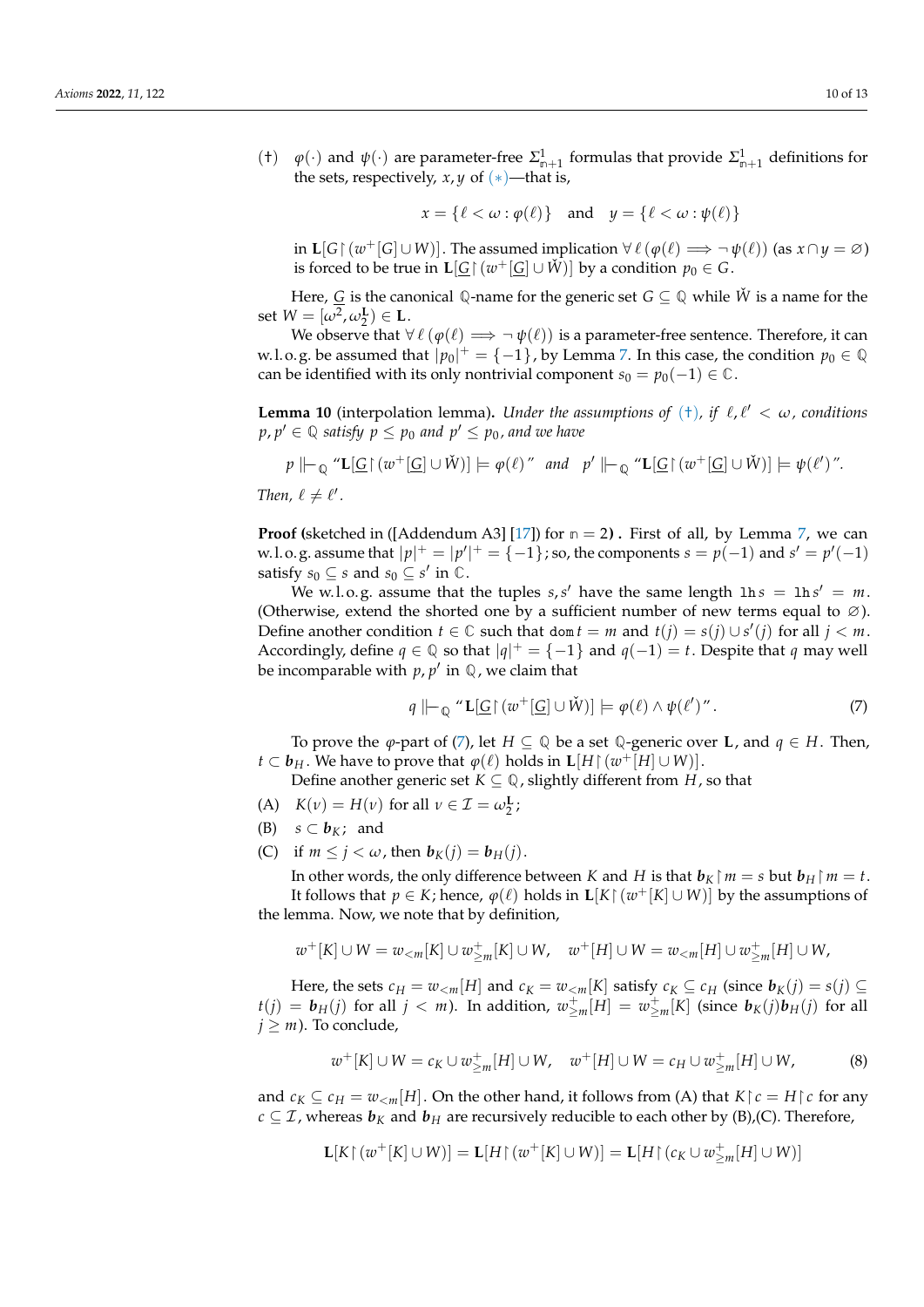(†) $\varphi(\cdot)$ and $\psi(\cdot)$ are parameter-free $\Sigma^1_{\mathtt{n}+1}$ formulas that provide $\Sigma^1_{\mathtt{n}+1}$ definitions for the sets, respectively, $x, y$ of (∗)—that is,

$$x = \{\ell < \omega : \varphi(\ell)\} \quad \text{and} \quad y = \{\ell < \omega : \psi(\ell)\}$$

in $\mathbf{L}[G \restriction (w^+[G] \cup W)]$. The assumed implication $\forall\, \ell\, (\varphi(\ell) \implies \neg\, \psi(\ell))$ (as $x \cap y = \varnothing$) is forced to be true in $\mathbf{L}[\underline{G} \restriction (w^+[\underline{G}] \cup \check{W})]$ by a condition $p_0 \in G$.

Here, $\underline{G}$ is the canonical $\mathbb{Q}$-name for the generic set $G \subseteq \mathbb{Q}$ while $\check{W}$ is a name for the set $W = [\omega^2, \omega_2^{\mathbf{L}}) \in \mathbf{L}$.

We observe that $\forall\, \ell\, (\varphi(\ell) \implies \neg\, \psi(\ell))$ is a parameter-free sentence. Therefore, it can w.l.o.g. be assumed that $|p_0|^+ = \{-1\}$, by Lemma 7. In this case, the condition $p_0 \in \mathbb{Q}$ can be identified with its only nontrivial component $s_0 = p_0(-1) \in \mathbb{C}$.

**Lemma 10** (interpolation lemma)**.** *Under the assumptions of* (†)*, if* $\ell, \ell' < \omega$*, conditions* $p, p' \in \mathbb{Q}$ *satisfy* $p \le p_0$ *and* $p' \le p_0$*, and we have*

$$p \Vdash_{\mathbb{Q}} \text{“}\mathbf{L}[\underline{G} \restriction (w^+[\underline{G}] \cup \check{W})] \models \varphi(\ell)\text{”} \quad \text{and} \quad p' \Vdash_{\mathbb{Q}} \text{“}\mathbf{L}[\underline{G} \restriction (w^+[\underline{G}] \cup \check{W})] \models \psi(\ell')\text{”}.$$

*Then,* $\ell \ne \ell'$*.*

**Proof (**sketched in ([Addendum A3] [17]) for $\mathtt{n} = 2$**) .** First of all, by Lemma 7, we can w.l.o.g. assume that $|p|^+ = |p'|^+ = \{-1\}$; so, the components $s = p(-1)$ and $s' = p'(-1)$ satisfy $s_0 \subseteq s$ and $s_0 \subseteq s'$ in $\mathbb{C}$.

We w.l.o.g. assume that the tuples $s, s'$ have the same length $\mathtt{lh}\, s = \mathtt{lh}\, s' = m$. (Otherwise, extend the shorted one by a sufficient number of new terms equal to $\varnothing$). Define another condition $t \in \mathbb{C}$ such that $\mathtt{dom}\, t = m$ and $t(j) = s(j) \cup s'(j)$ for all $j < m$. Accordingly, define $q \in \mathbb{Q}$ so that $|q|^+ = \{-1\}$ and $q(-1) = t$. Despite that $q$ may well be incomparable with $p, p'$ in $\mathbb{Q}$, we claim that

$$q \Vdash_{\mathbb{Q}} \text{“}\mathbf{L}[\underline{G} \restriction (w^+[\underline{G}] \cup \check{W})] \models \varphi(\ell) \wedge \psi(\ell')\text{”}. \tag{7}$$

To prove the $\varphi$-part of (7), let $H \subseteq \mathbb{Q}$ be a set $\mathbb{Q}$-generic over $\mathbf{L}$, and $q \in H$. Then, $t \subset \boldsymbol{b}_H$. We have to prove that $\varphi(\ell)$ holds in $\mathbf{L}[H \restriction (w^+[H] \cup W)]$.

Define another generic set $K \subseteq \mathbb{Q}$, slightly different from $H$, so that

(A) $K(\nu) = H(\nu)$ for all $\nu \in \mathcal{I} = \omega_2^{\mathbf{L}}$;

(B) $s \subset \boldsymbol{b}_K$; and

(C) if $m \le j < \omega$, then $\boldsymbol{b}_K(j) = \boldsymbol{b}_H(j)$.

In other words, the only difference between $K$ and $H$ is that $\boldsymbol{b}_K \restriction m = s$ but $\boldsymbol{b}_H \restriction m = t$.

It follows that $p \in K$; hence, $\varphi(\ell)$ holds in $\mathbf{L}[K \restriction (w^+[K] \cup W)]$ by the assumptions of the lemma. Now, we note that by definition,

$$w^+[K] \cup W = w_{<m}[K] \cup w^+_{\ge m}[K] \cup W, \quad w^+[H] \cup W = w_{<m}[H] \cup w^+_{\ge m}[H] \cup W,$$

Here, the sets $c_H = w_{<m}[H]$ and $c_K = w_{<m}[K]$ satisfy $c_K \subseteq c_H$ (since $\boldsymbol{b}_K(j) = s(j) \subseteq t(j) = \boldsymbol{b}_H(j)$ for all $j < m$). In addition, $w^+_{\ge m}[H] = w^+_{\ge m}[K]$ (since $\boldsymbol{b}_K(j)\boldsymbol{b}_H(j)$ for all $j \ge m$). To conclude,

$$w^+[K] \cup W = c_K \cup w^+_{\ge m}[H] \cup W, \quad w^+[H] \cup W = c_H \cup w^+_{\ge m}[H] \cup W, \tag{8}$$

and $c_K \subseteq c_H = w_{<m}[H]$. On the other hand, it follows from (A) that $K \restriction c = H \restriction c$ for any $c \subseteq \mathcal{I}$, whereas $\boldsymbol{b}_K$ and $\boldsymbol{b}_H$ are recursively reducible to each other by (B),(C). Therefore,

$$\mathbf{L}[K \restriction (w^+[K] \cup W)] = \mathbf{L}[H \restriction (w^+[K] \cup W)] = \mathbf{L}[H \restriction (c_K \cup w^+_{\ge m}[H] \cup W)]$$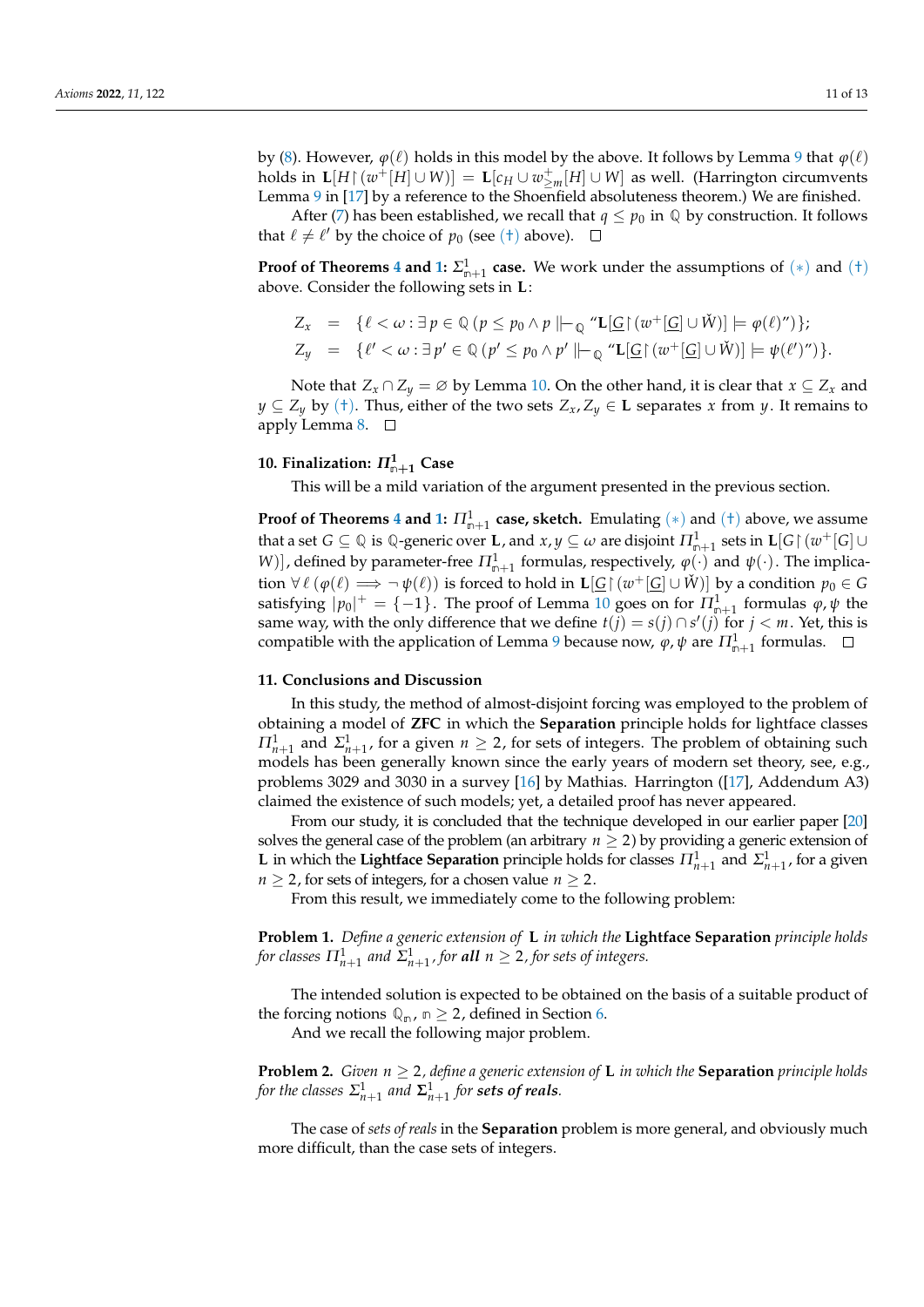by (8). However, $\varphi(\ell)$ holds in this model by the above. It follows by Lemma 9 that $\varphi(\ell)$ holds in $\mathbf{L}[H\restriction(w^+[H]\cup W)] = \mathbf{L}[c_H \cup w^+_{\geq m}[H] \cup W]$ as well. (Harrington circumvents Lemma 9 in [17] by a reference to the Shoenfield absoluteness theorem.) We are finished.

After (7) has been established, we recall that $q \leq p_0$ in $\mathbb{Q}$ by construction. It follows that $\ell \neq \ell'$ by the choice of $p_0$ (see (†) above). $\square$

**Proof of Theorems 4 and 1: $\Sigma^1_{\mathfrak{n}+1}$ case.** We work under the assumptions of $(*)$ and (†) above. Consider the following sets in $\mathbf{L}$:

$$
\begin{aligned}
Z_x &= \{\ell < \omega : \exists\, p \in \mathbb{Q}\,(p \leq p_0 \wedge p \Vdash_{\mathbb{Q}} \text{“}\mathbf{L}[\underline{G}\restriction(w^+[\underline{G}] \cup \check{W})] \models \varphi(\ell)\text{”})\}; \\
Z_y &= \{\ell' < \omega : \exists\, p' \in \mathbb{Q}\,(p' \leq p_0 \wedge p' \Vdash_{\mathbb{Q}} \text{“}\mathbf{L}[\underline{G}\restriction(w^+[\underline{G}] \cup \check{W})] \models \psi(\ell')\text{”})\}.
\end{aligned}
$$

Note that $Z_x \cap Z_y = \varnothing$ by Lemma 10. On the other hand, it is clear that $x \subseteq Z_x$ and $y \subseteq Z_y$ by (†). Thus, either of the two sets $Z_x, Z_y \in \mathbf{L}$ separates $x$ from $y$. It remains to apply Lemma 8. $\square$

## 10. Finalization: $\Pi^1_{\mathfrak{n}+1}$ Case

This will be a mild variation of the argument presented in the previous section.

**Proof of Theorems 4 and 1: $\Pi^1_{\mathfrak{n}+1}$ case, sketch.** Emulating $(*)$ and (†) above, we assume that a set $G \subseteq \mathbb{Q}$ is $\mathbb{Q}$-generic over $\mathbf{L}$, and $x, y \subseteq \omega$ are disjoint $\Pi^1_{\mathfrak{n}+1}$ sets in $\mathbf{L}[G\restriction(w^+[G] \cup W)]$, defined by parameter-free $\Pi^1_{\mathfrak{n}+1}$ formulas, respectively, $\varphi(\cdot)$ and $\psi(\cdot)$. The implication $\forall\, \ell\,(\varphi(\ell) \implies \neg\,\psi(\ell))$ is forced to hold in $\mathbf{L}[\underline{G}\restriction(w^+[\underline{G}] \cup \check{W})]$ by a condition $p_0 \in G$ satisfying $|p_0|^+ = \{-1\}$. The proof of Lemma 10 goes on for $\Pi^1_{\mathfrak{n}+1}$ formulas $\varphi, \psi$ the same way, with the only difference that we define $t(j) = s(j) \cap s'(j)$ for $j < m$. Yet, this is compatible with the application of Lemma 9 because now, $\varphi, \psi$ are $\Pi^1_{\mathfrak{n}+1}$ formulas. $\square$

## 11. Conclusions and Discussion

In this study, the method of almost-disjoint forcing was employed to the problem of obtaining a model of **ZFC** in which the **Separation** principle holds for lightface classes $\Pi^1_{n+1}$ and $\Sigma^1_{n+1}$, for a given $n \geq 2$, for sets of integers. The problem of obtaining such models has been generally known since the early years of modern set theory, see, e.g., problems 3029 and 3030 in a survey [16] by Mathias. Harrington ([17], Addendum A3) claimed the existence of such models; yet, a detailed proof has never appeared.

From our study, it is concluded that the technique developed in our earlier paper [20] solves the general case of the problem (an arbitrary $n \geq 2$) by providing a generic extension of $\mathbf{L}$ in which the **Lightface Separation** principle holds for classes $\Pi^1_{n+1}$ and $\Sigma^1_{n+1}$, for a given $n \geq 2$, for sets of integers, for a chosen value $n \geq 2$.

From this result, we immediately come to the following problem:

**Problem 1.** *Define a generic extension of* $\mathbf{L}$ *in which the* **Lightface Separation** *principle holds for classes* $\Pi^1_{n+1}$ *and* $\Sigma^1_{n+1}$*, for* ***all*** $n \geq 2$*, for sets of integers.*

The intended solution is expected to be obtained on the basis of a suitable product of the forcing notions $\mathbb{Q}_{\mathfrak{n}}$, $\mathfrak{n} \geq 2$, defined in Section 6.

And we recall the following major problem.

**Problem 2.** *Given* $n \geq 2$*, define a generic extension of* $\mathbf{L}$ *in which the* **Separation** *principle holds for the classes* $\Sigma^1_{n+1}$ *and* $\mathbf{\Sigma}^1_{n+1}$ *for* ***sets of reals****.*

The case of *sets of reals* in the **Separation** problem is more general, and obviously much more difficult, than the case sets of integers.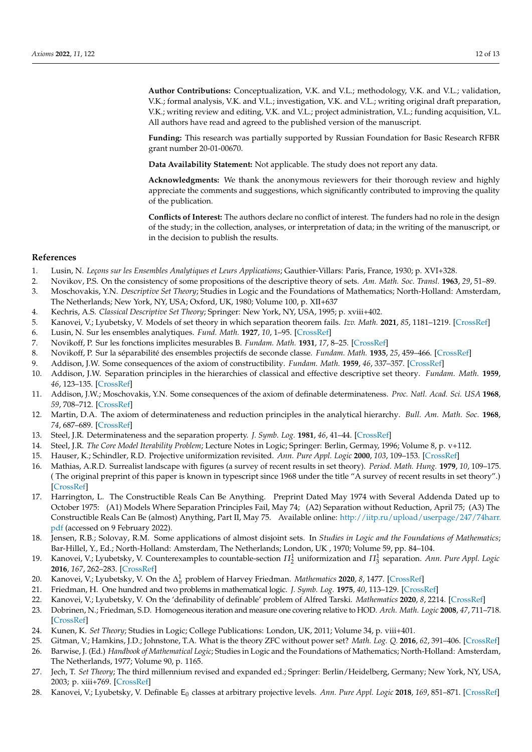**Author Contributions:** Conceptualization, V.K. and V.L.; methodology, V.K. and V.L.; validation, V.K.; formal analysis, V.K. and V.L.; investigation, V.K. and V.L.; writing original draft preparation, V.K.; writing review and editing, V.K. and V.L.; project administration, V.L.; funding acquisition, V.L. All authors have read and agreed to the published version of the manuscript.

**Funding:** This research was partially supported by Russian Foundation for Basic Research RFBR grant number 20-01-00670.

**Data Availability Statement:** Not applicable. The study does not report any data.

**Acknowledgments:** We thank the anonymous reviewers for their thorough review and highly appreciate the comments and suggestions, which significantly contributed to improving the quality of the publication.

**Conflicts of Interest:** The authors declare no conflict of interest. The funders had no role in the design of the study; in the collection, analyses, or interpretation of data; in the writing of the manuscript, or in the decision to publish the results.

## References

1. Lusin, N. *Leçons sur les Ensembles Analytiques et Leurs Applications*; Gauthier-Villars: Paris, France, 1930; p. XVI+328.
2. Novikov, P.S. On the consistency of some propositions of the descriptive theory of sets. *Am. Math. Soc. Transl.* **1963**, *29*, 51–89.
3. Moschovakis, Y.N. *Descriptive Set Theory*; Studies in Logic and the Foundations of Mathematics; North-Holland: Amsterdam, The Netherlands; New York, NY, USA; Oxford, UK, 1980; Volume 100, p. XII+637
4. Kechris, A.S. *Classical Descriptive Set Theory*; Springer: New York, NY, USA, 1995; p. xviii+402.
5. Kanovei, V.; Lyubetsky, V. Models of set theory in which separation theorem fails. *Izv. Math.* **2021**, *85*, 1181–1219. [CrossRef]
6. Lusin, N. Sur les ensembles analytiques. *Fund. Math.* **1927**, *10*, 1–95. [CrossRef]
7. Novikoff, P. Sur les fonctions implicites mesurables B. *Fundam. Math.* **1931**, *17*, 8–25. [CrossRef]
8. Novikoff, P. Sur la séparabilité des ensembles projectifs de seconde classe. *Fundam. Math.* **1935**, *25*, 459–466. [CrossRef]
9. Addison, J.W. Some consequences of the axiom of constructibility. *Fundam. Math.* **1959**, *46*, 337–357. [CrossRef]
10. Addison, J.W. Separation principles in the hierarchies of classical and effective descriptive set theory. *Fundam. Math.* **1959**, *46*, 123–135. [CrossRef]
11. Addison, J.W.; Moschovakis, Y.N. Some consequences of the axiom of definable determinateness. *Proc. Natl. Acad. Sci. USA* **1968**, *59*, 708–712. [CrossRef]
12. Martin, D.A. The axiom of determinateness and reduction principles in the analytical hierarchy. *Bull. Am. Math. Soc.* **1968**, *74*, 687–689. [CrossRef]
13. Steel, J.R. Determinateness and the separation property. *J. Symb. Log.* **1981**, *46*, 41–44. [CrossRef]
14. Steel, J.R. *The Core Model Iterability Problem*; Lecture Notes in Logic; Springer: Berlin, Germay, 1996; Volume 8, p. v+112.
15. Hauser, K.; Schindler, R.D. Projective uniformization revisited. *Ann. Pure Appl. Logic* **2000**, *103*, 109–153. [CrossRef]
16. Mathias, A.R.D. Surrealist landscape with figures (a survey of recent results in set theory). *Period. Math. Hung.* **1979**, *10*, 109–175. ( The original preprint of this paper is known in typescript since 1968 under the title "A survey of recent results in set theory".) [CrossRef]
17. Harrington, L. The Constructible Reals Can Be Anything. Preprint Dated May 1974 with Several Addenda Dated up to October 1975: (A1) Models Where Separation Principles Fail, May 74; (A2) Separation without Reduction, April 75; (A3) The Constructible Reals Can Be (almost) Anything, Part II, May 75. Available online: http://iitp.ru/upload/userpage/247/74harr.pdf (accessed on 9 February 2022).
18. Jensen, R.B.; Solovay, R.M. Some applications of almost disjoint sets. In *Studies in Logic and the Foundations of Mathematics*; Bar-Hillel, Y., Ed.; North-Holland: Amsterdam, The Netherlands; London, UK , 1970; Volume 59, pp. 84–104.
19. Kanovei, V.; Lyubetsky, V. Counterexamples to countable-section $\Pi^1_2$ uniformization and $\Pi^1_3$ separation. *Ann. Pure Appl. Logic* **2016**, *167*, 262–283. [CrossRef]
20. Kanovei, V.; Lyubetsky, V. On the $\Delta^1_n$ problem of Harvey Friedman. *Mathematics* **2020**, *8*, 1477. [CrossRef]
21. Friedman, H. One hundred and two problems in mathematical logic. *J. Symb. Log.* **1975**, *40*, 113–129. [CrossRef]
22. Kanovei, V.; Lyubetsky, V. On the 'definability of definable' problem of Alfred Tarski. *Mathematics* **2020**, *8*, 2214. [CrossRef]
23. Dobrinen, N.; Friedman, S.D. Homogeneous iteration and measure one covering relative to HOD. *Arch. Math. Logic* **2008**, *47*, 711–718. [CrossRef]
24. Kunen, K. *Set Theory*; Studies in Logic; College Publications: London, UK, 2011; Volume 34, p. viii+401.
25. Gitman, V.; Hamkins, J.D.; Johnstone, T.A. What is the theory ZFC without power set? *Math. Log. Q.* **2016**, *62*, 391–406. [CrossRef]
26. Barwise, J. (Ed.) *Handbook of Mathematical Logic*; Studies in Logic and the Foundations of Mathematics; North-Holland: Amsterdam, The Netherlands, 1977; Volume 90, p. 1165.
27. Jech, T. *Set Theory*; The third millennium revised and expanded ed.; Springer: Berlin/Heidelberg, Germany; New York, NY, USA, 2003; p. xiii+769. [CrossRef]
28. Kanovei, V.; Lyubetsky, V. Definable $\mathsf{E}_0$ classes at arbitrary projective levels. *Ann. Pure Appl. Logic* **2018**, *169*, 851–871. [CrossRef]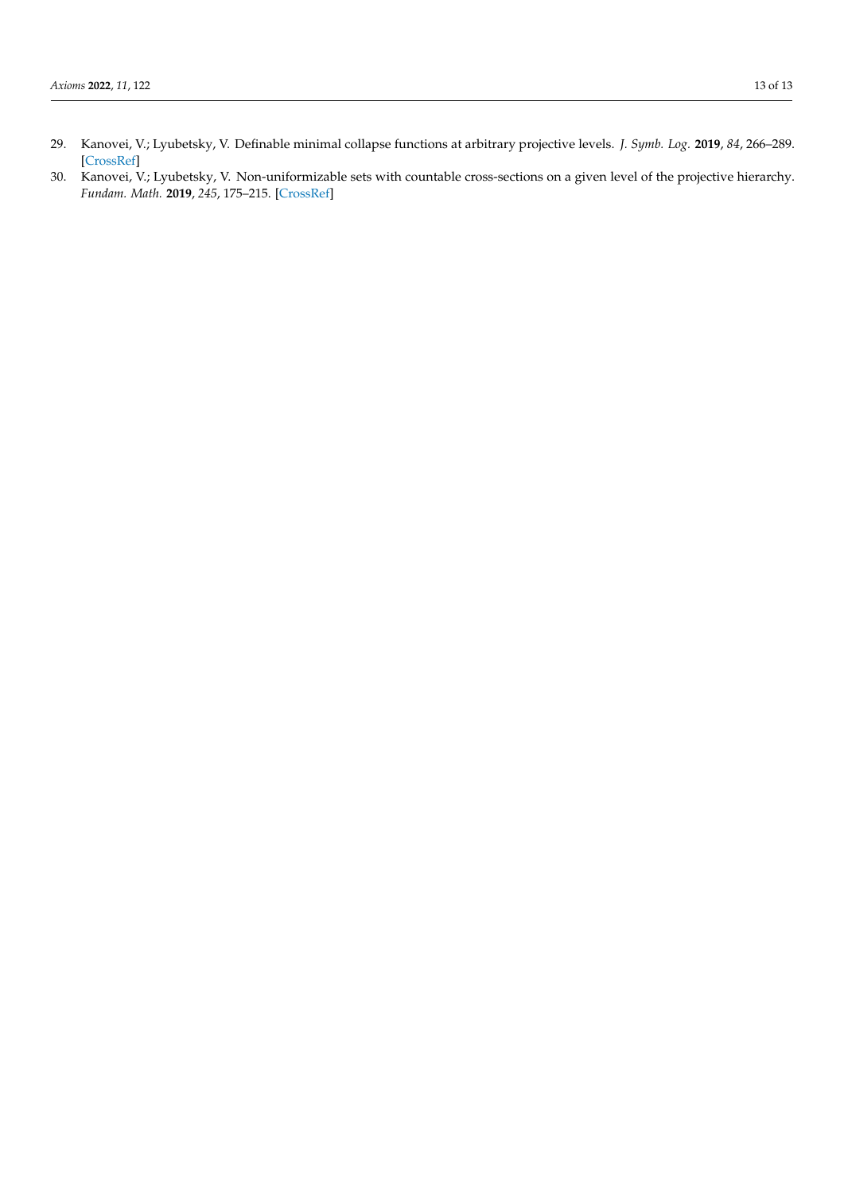29. Kanovei, V.; Lyubetsky, V. Definable minimal collapse functions at arbitrary projective levels. *J. Symb. Log.* **2019**, *84*, 266–289. [CrossRef]
30. Kanovei, V.; Lyubetsky, V. Non-uniformizable sets with countable cross-sections on a given level of the projective hierarchy. *Fundam. Math.* **2019**, *245*, 175–215. [CrossRef]